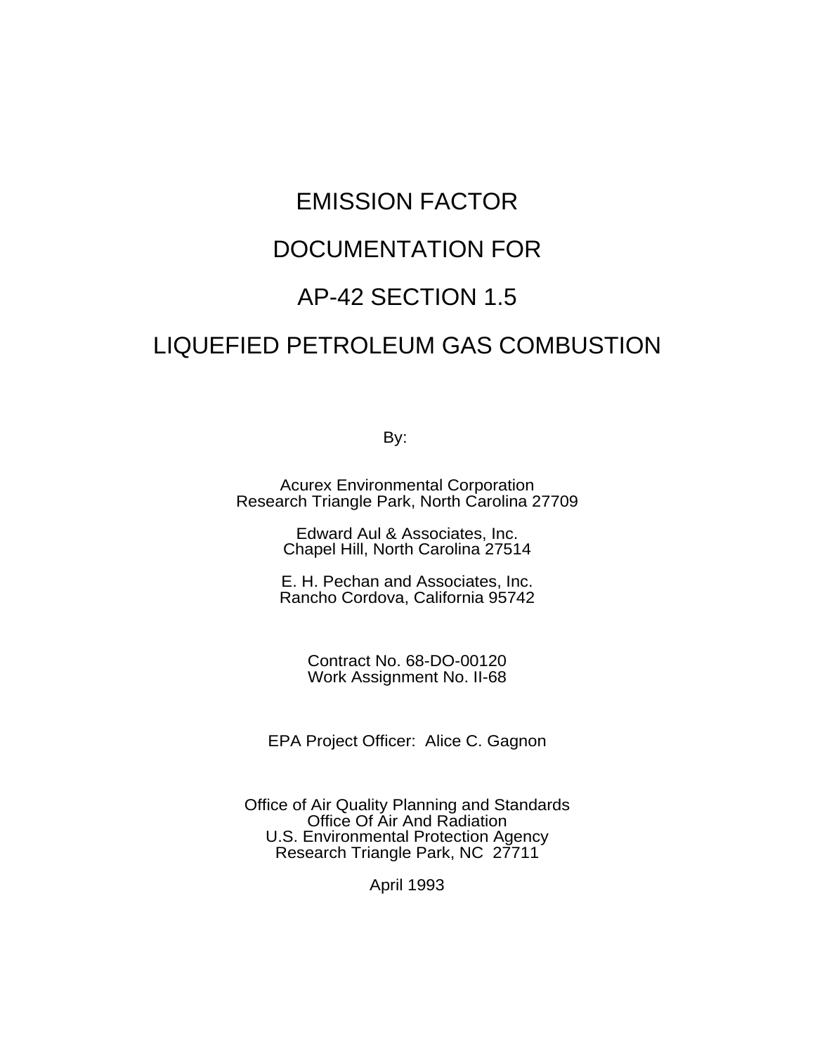# EMISSION FACTOR

# DOCUMENTATION FOR

# AP-42 SECTION 1.5

# LIQUEFIED PETROLEUM GAS COMBUSTION

By:

Acurex Environmental Corporation
Research Triangle Park, North Carolina 27709

Edward Aul & Associates, Inc.
Chapel Hill, North Carolina 27514

E. H. Pechan and Associates, Inc.
Rancho Cordova, California 95742

Contract No. 68-DO-00120
Work Assignment No. II-68

EPA Project Officer: Alice C. Gagnon

Office of Air Quality Planning and Standards
Office Of Air And Radiation
U.S. Environmental Protection Agency
Research Triangle Park, NC 27711

April 1993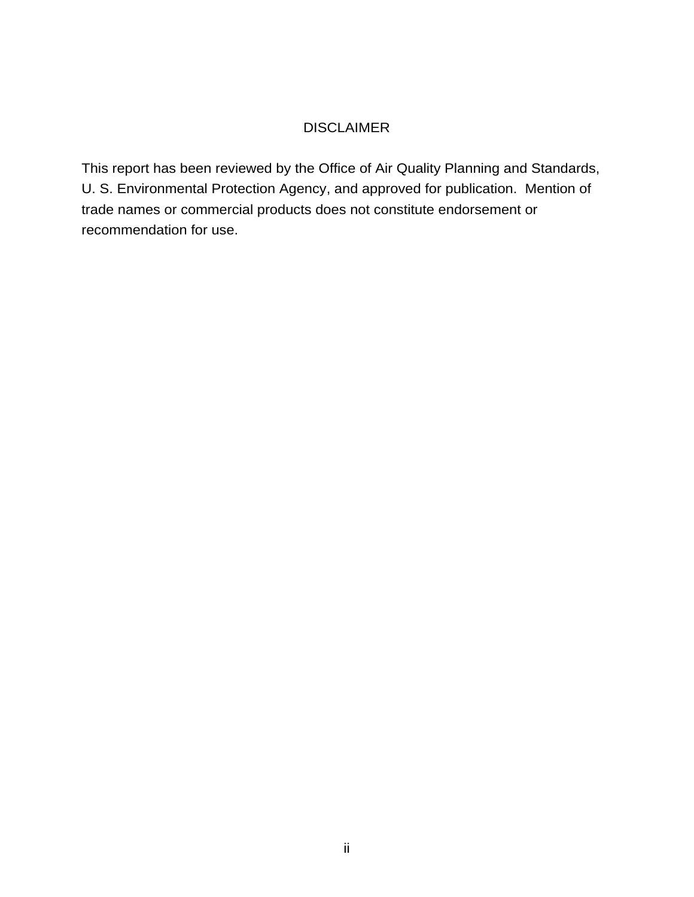# DISCLAIMER

This report has been reviewed by the Office of Air Quality Planning and Standards, U. S. Environmental Protection Agency, and approved for publication. Mention of trade names or commercial products does not constitute endorsement or recommendation for use.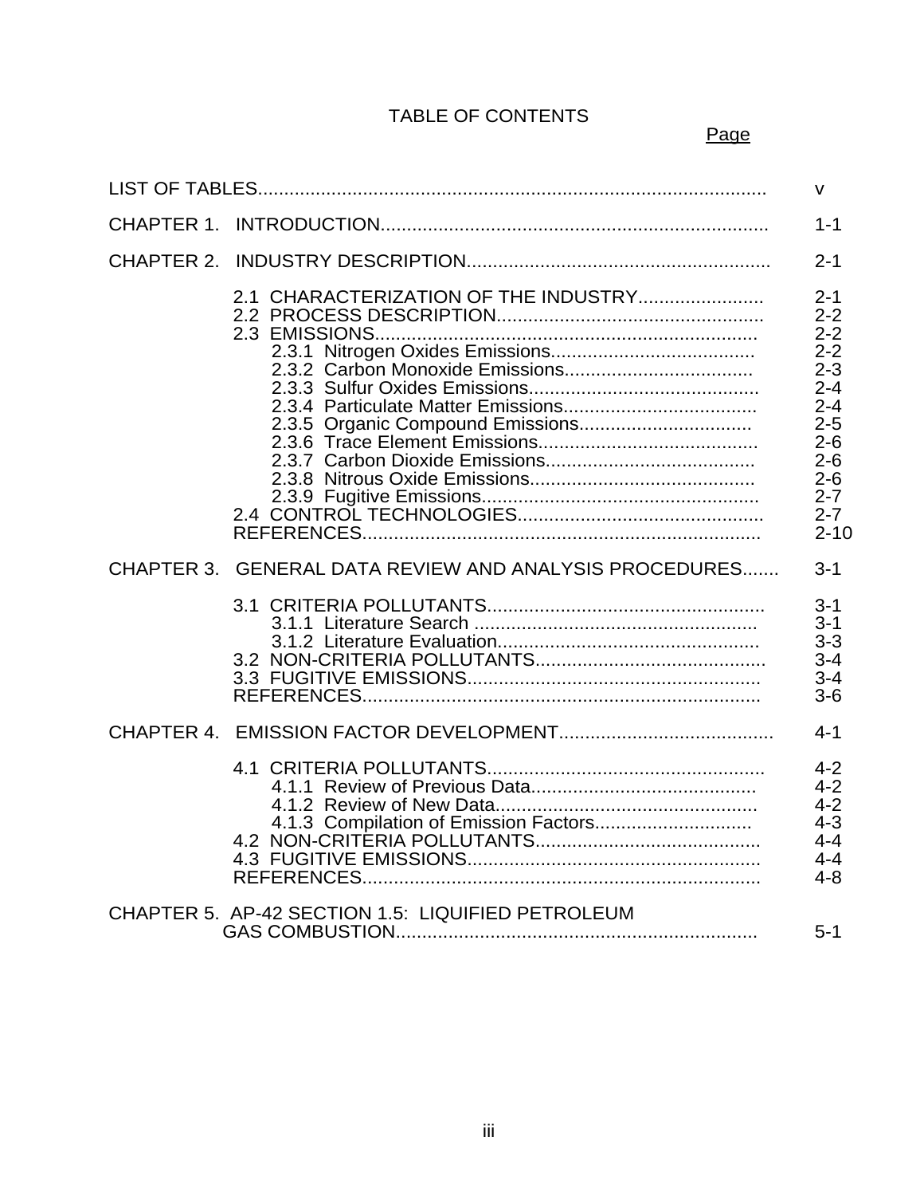# TABLE OF CONTENTS

| | Page |
|---|---|
| LIST OF TABLES | v |
| CHAPTER 1. INTRODUCTION | 1-1 |
| CHAPTER 2. INDUSTRY DESCRIPTION | 2-1 |
| 2.1 CHARACTERIZATION OF THE INDUSTRY | 2-1 |
| 2.2 PROCESS DESCRIPTION | 2-2 |
| 2.3 EMISSIONS | 2-2 |
| 2.3.1 Nitrogen Oxides Emissions | 2-2 |
| 2.3.2 Carbon Monoxide Emissions | 2-3 |
| 2.3.3 Sulfur Oxides Emissions | 2-4 |
| 2.3.4 Particulate Matter Emissions | 2-4 |
| 2.3.5 Organic Compound Emissions | 2-5 |
| 2.3.6 Trace Element Emissions | 2-6 |
| 2.3.7 Carbon Dioxide Emissions | 2-6 |
| 2.3.8 Nitrous Oxide Emissions | 2-6 |
| 2.3.9 Fugitive Emissions | 2-7 |
| 2.4 CONTROL TECHNOLOGIES | 2-7 |
| REFERENCES | 2-10 |
| CHAPTER 3. GENERAL DATA REVIEW AND ANALYSIS PROCEDURES | 3-1 |
| 3.1 CRITERIA POLLUTANTS | 3-1 |
| 3.1.1 Literature Search | 3-1 |
| 3.1.2 Literature Evaluation | 3-3 |
| 3.2 NON-CRITERIA POLLUTANTS | 3-4 |
| 3.3 FUGITIVE EMISSIONS | 3-4 |
| REFERENCES | 3-6 |
| CHAPTER 4. EMISSION FACTOR DEVELOPMENT | 4-1 |
| 4.1 CRITERIA POLLUTANTS | 4-2 |
| 4.1.1 Review of Previous Data | 4-2 |
| 4.1.2 Review of New Data | 4-2 |
| 4.1.3 Compilation of Emission Factors | 4-3 |
| 4.2 NON-CRITERIA POLLUTANTS | 4-4 |
| 4.3 FUGITIVE EMISSIONS | 4-4 |
| REFERENCES | 4-8 |
| CHAPTER 5. AP-42 SECTION 1.5: LIQUIFIED PETROLEUM GAS COMBUSTION | 5-1 |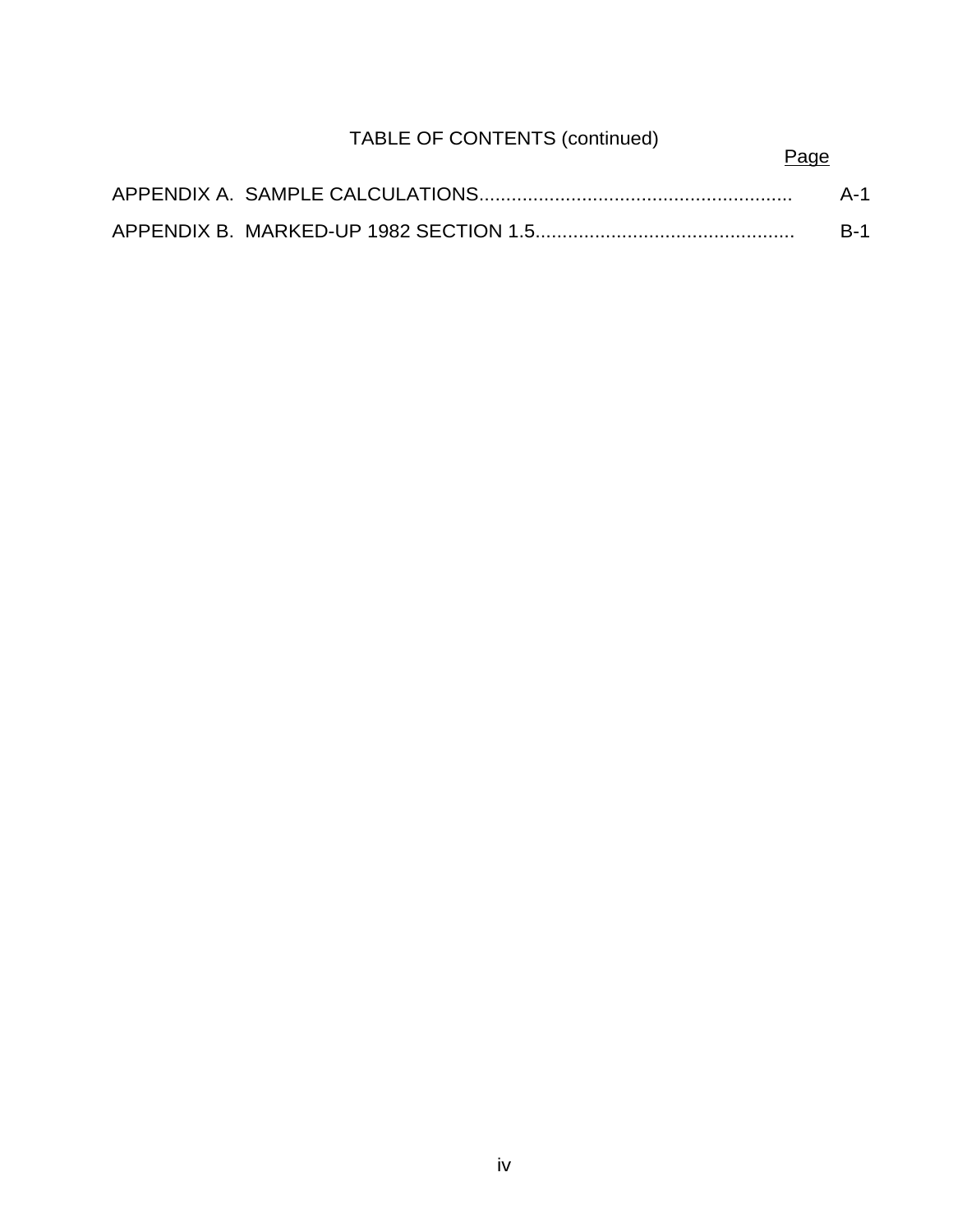TABLE OF CONTENTS (continued)

| | Page |
|---|---|
| APPENDIX A. SAMPLE CALCULATIONS | A-1 |
| APPENDIX B. MARKED-UP 1982 SECTION 1.5 | B-1 |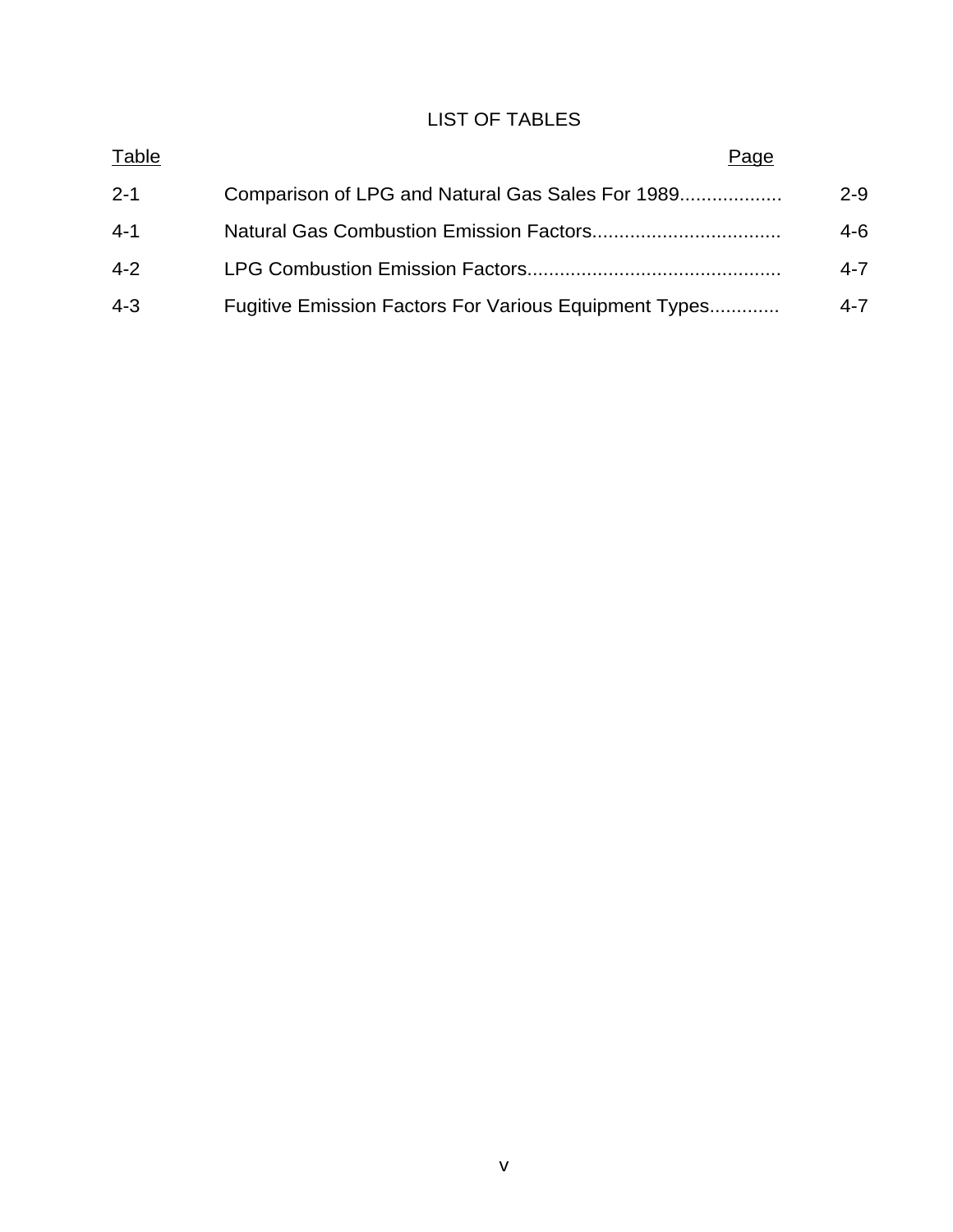# LIST OF TABLES

| Table | | Page |
|---|---|---|
| 2-1 | Comparison of LPG and Natural Gas Sales For 1989 | 2-9 |
| 4-1 | Natural Gas Combustion Emission Factors | 4-6 |
| 4-2 | LPG Combustion Emission Factors | 4-7 |
| 4-3 | Fugitive Emission Factors For Various Equipment Types | 4-7 |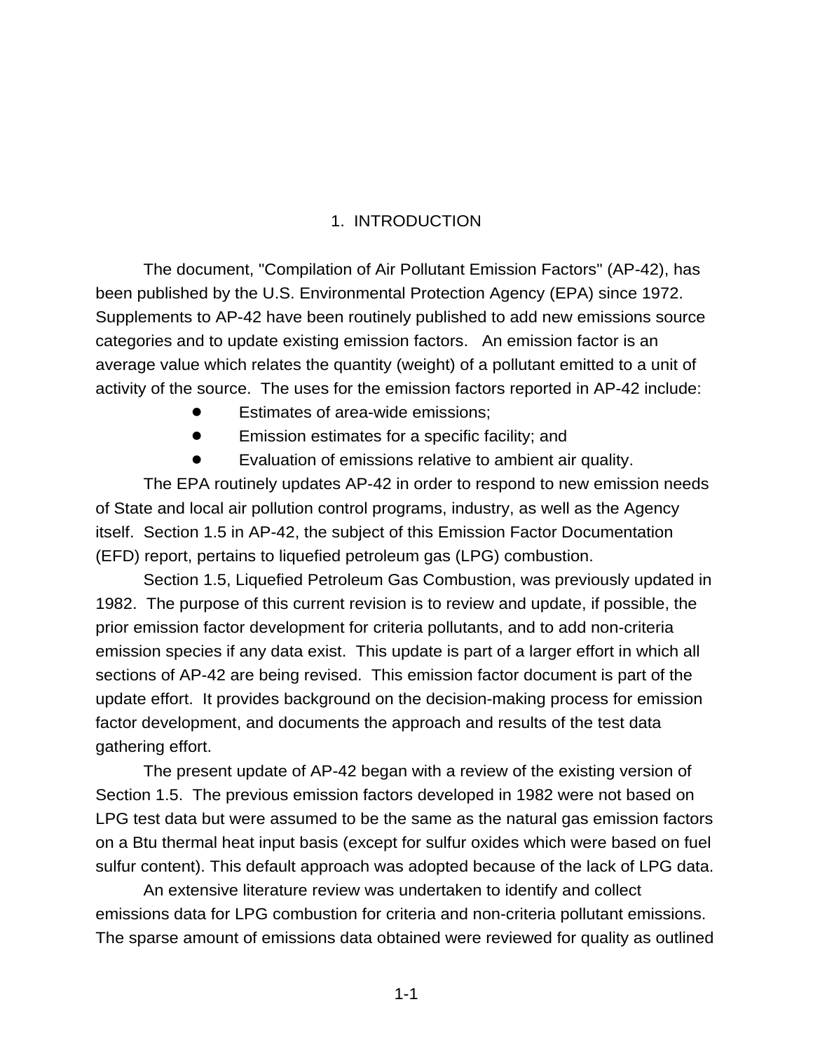# 1. INTRODUCTION

The document, "Compilation of Air Pollutant Emission Factors" (AP-42), has been published by the U.S. Environmental Protection Agency (EPA) since 1972. Supplements to AP-42 have been routinely published to add new emissions source categories and to update existing emission factors. An emission factor is an average value which relates the quantity (weight) of a pollutant emitted to a unit of activity of the source. The uses for the emission factors reported in AP-42 include:

- Estimates of area-wide emissions;
- Emission estimates for a specific facility; and
- Evaluation of emissions relative to ambient air quality.

The EPA routinely updates AP-42 in order to respond to new emission needs of State and local air pollution control programs, industry, as well as the Agency itself. Section 1.5 in AP-42, the subject of this Emission Factor Documentation (EFD) report, pertains to liquefied petroleum gas (LPG) combustion.

Section 1.5, Liquefied Petroleum Gas Combustion, was previously updated in 1982. The purpose of this current revision is to review and update, if possible, the prior emission factor development for criteria pollutants, and to add non-criteria emission species if any data exist. This update is part of a larger effort in which all sections of AP-42 are being revised. This emission factor document is part of the update effort. It provides background on the decision-making process for emission factor development, and documents the approach and results of the test data gathering effort.

The present update of AP-42 began with a review of the existing version of Section 1.5. The previous emission factors developed in 1982 were not based on LPG test data but were assumed to be the same as the natural gas emission factors on a Btu thermal heat input basis (except for sulfur oxides which were based on fuel sulfur content). This default approach was adopted because of the lack of LPG data.

An extensive literature review was undertaken to identify and collect emissions data for LPG combustion for criteria and non-criteria pollutant emissions. The sparse amount of emissions data obtained were reviewed for quality as outlined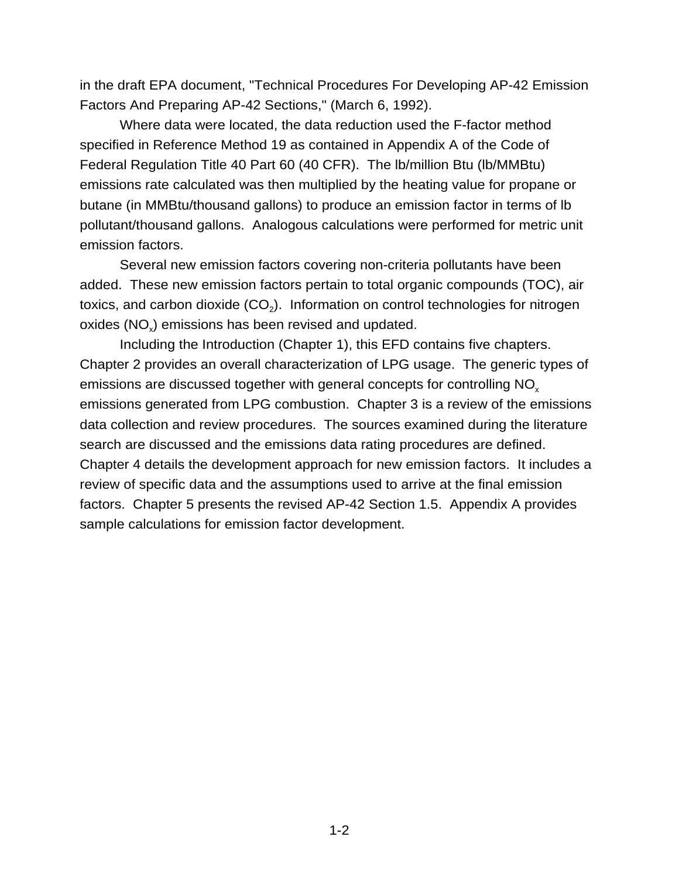in the draft EPA document, "Technical Procedures For Developing AP-42 Emission Factors And Preparing AP-42 Sections," (March 6, 1992).

Where data were located, the data reduction used the F-factor method specified in Reference Method 19 as contained in Appendix A of the Code of Federal Regulation Title 40 Part 60 (40 CFR). The lb/million Btu (lb/MMBtu) emissions rate calculated was then multiplied by the heating value for propane or butane (in MMBtu/thousand gallons) to produce an emission factor in terms of lb pollutant/thousand gallons. Analogous calculations were performed for metric unit emission factors.

Several new emission factors covering non-criteria pollutants have been added. These new emission factors pertain to total organic compounds (TOC), air toxics, and carbon dioxide ($CO_2$). Information on control technologies for nitrogen oxides ($NO_x$) emissions has been revised and updated.

Including the Introduction (Chapter 1), this EFD contains five chapters. Chapter 2 provides an overall characterization of LPG usage. The generic types of emissions are discussed together with general concepts for controlling $NO_x$ emissions generated from LPG combustion. Chapter 3 is a review of the emissions data collection and review procedures. The sources examined during the literature search are discussed and the emissions data rating procedures are defined. Chapter 4 details the development approach for new emission factors. It includes a review of specific data and the assumptions used to arrive at the final emission factors. Chapter 5 presents the revised AP-42 Section 1.5. Appendix A provides sample calculations for emission factor development.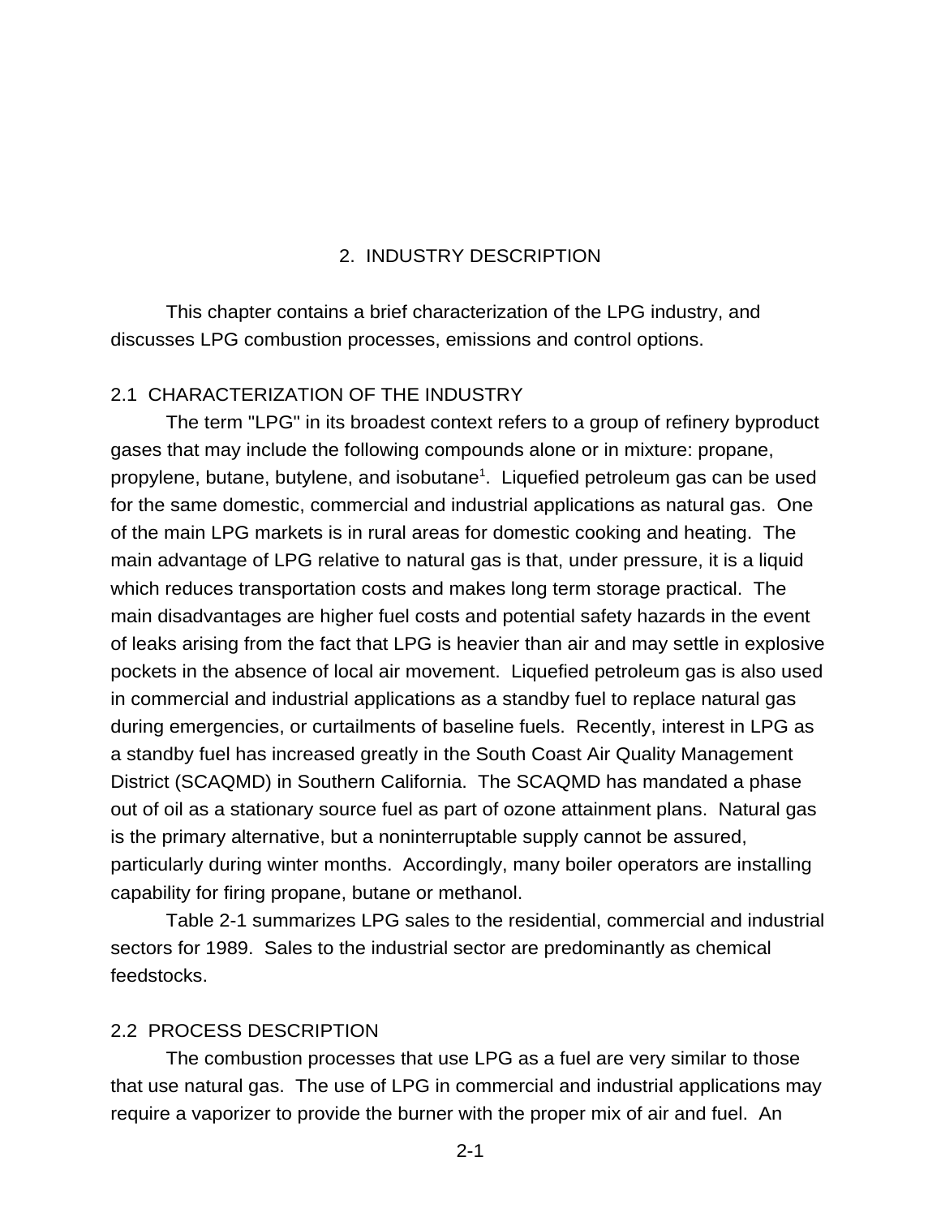# 2. INDUSTRY DESCRIPTION

This chapter contains a brief characterization of the LPG industry, and discusses LPG combustion processes, emissions and control options.

## 2.1 CHARACTERIZATION OF THE INDUSTRY

The term "LPG" in its broadest context refers to a group of refinery byproduct gases that may include the following compounds alone or in mixture: propane, propylene, butane, butylene, and isobutane[1]. Liquefied petroleum gas can be used for the same domestic, commercial and industrial applications as natural gas. One of the main LPG markets is in rural areas for domestic cooking and heating. The main advantage of LPG relative to natural gas is that, under pressure, it is a liquid which reduces transportation costs and makes long term storage practical. The main disadvantages are higher fuel costs and potential safety hazards in the event of leaks arising from the fact that LPG is heavier than air and may settle in explosive pockets in the absence of local air movement. Liquefied petroleum gas is also used in commercial and industrial applications as a standby fuel to replace natural gas during emergencies, or curtailments of baseline fuels. Recently, interest in LPG as a standby fuel has increased greatly in the South Coast Air Quality Management District (SCAQMD) in Southern California. The SCAQMD has mandated a phase out of oil as a stationary source fuel as part of ozone attainment plans. Natural gas is the primary alternative, but a noninterruptable supply cannot be assured, particularly during winter months. Accordingly, many boiler operators are installing capability for firing propane, butane or methanol.

Table 2-1 summarizes LPG sales to the residential, commercial and industrial sectors for 1989. Sales to the industrial sector are predominantly as chemical feedstocks.

## 2.2 PROCESS DESCRIPTION

The combustion processes that use LPG as a fuel are very similar to those that use natural gas. The use of LPG in commercial and industrial applications may require a vaporizer to provide the burner with the proper mix of air and fuel. An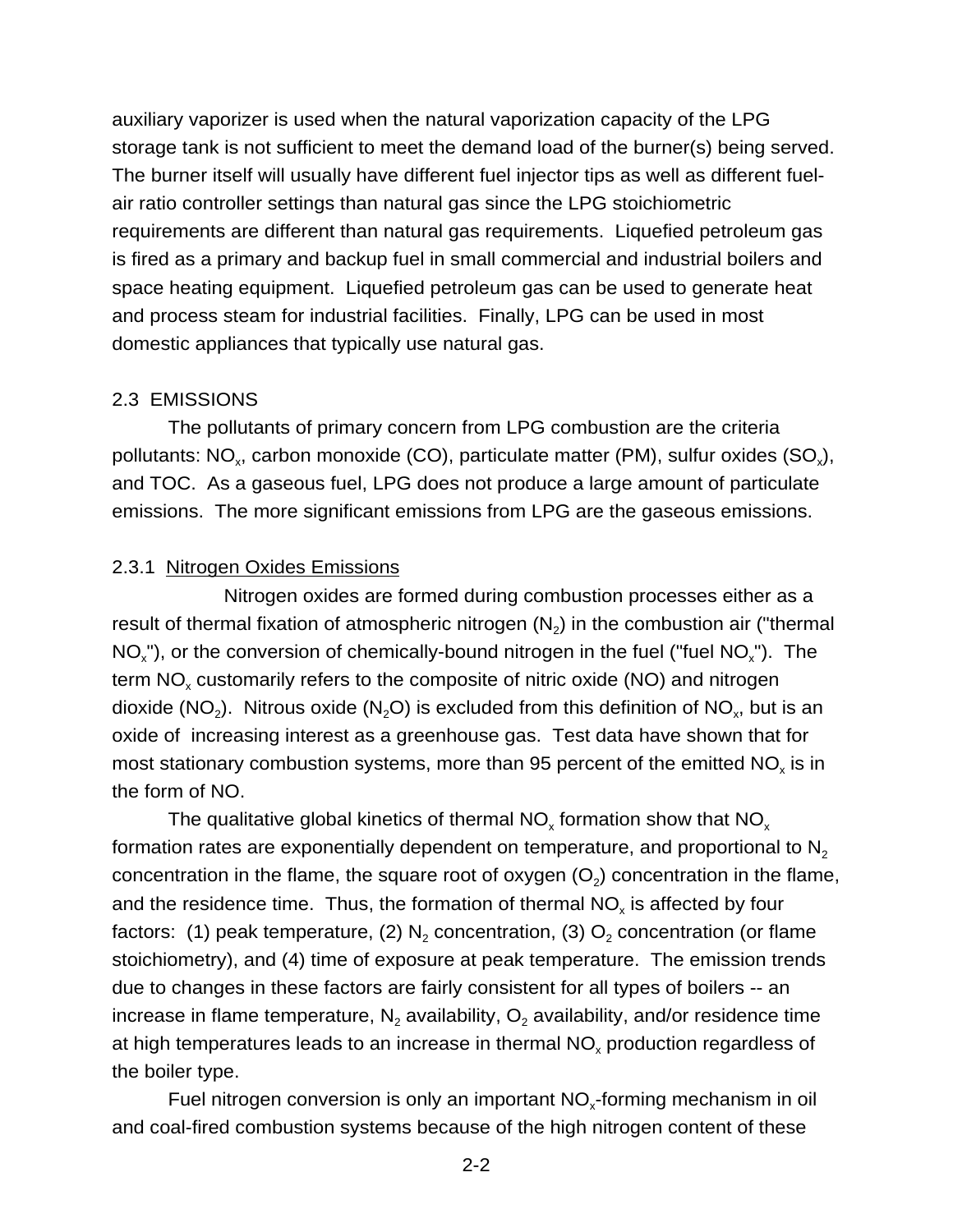auxiliary vaporizer is used when the natural vaporization capacity of the LPG storage tank is not sufficient to meet the demand load of the burner(s) being served. The burner itself will usually have different fuel injector tips as well as different fuel-air ratio controller settings than natural gas since the LPG stoichiometric requirements are different than natural gas requirements. Liquefied petroleum gas is fired as a primary and backup fuel in small commercial and industrial boilers and space heating equipment. Liquefied petroleum gas can be used to generate heat and process steam for industrial facilities. Finally, LPG can be used in most domestic appliances that typically use natural gas.

## 2.3 EMISSIONS

The pollutants of primary concern from LPG combustion are the criteria pollutants: $NO_x$, carbon monoxide (CO), particulate matter (PM), sulfur oxides ($SO_x$), and TOC. As a gaseous fuel, LPG does not produce a large amount of particulate emissions. The more significant emissions from LPG are the gaseous emissions.

### 2.3.1 Nitrogen Oxides Emissions

Nitrogen oxides are formed during combustion processes either as a result of thermal fixation of atmospheric nitrogen ($N_2$) in the combustion air ("thermal $NO_x$"), or the conversion of chemically-bound nitrogen in the fuel ("fuel $NO_x$"). The term $NO_x$ customarily refers to the composite of nitric oxide (NO) and nitrogen dioxide ($NO_2$). Nitrous oxide ($N_2O$) is excluded from this definition of $NO_x$, but is an oxide of increasing interest as a greenhouse gas. Test data have shown that for most stationary combustion systems, more than 95 percent of the emitted $NO_x$ is in the form of NO.

The qualitative global kinetics of thermal $NO_x$ formation show that $NO_x$ formation rates are exponentially dependent on temperature, and proportional to $N_2$ concentration in the flame, the square root of oxygen ($O_2$) concentration in the flame, and the residence time. Thus, the formation of thermal $NO_x$ is affected by four factors: (1) peak temperature, (2) $N_2$ concentration, (3) $O_2$ concentration (or flame stoichiometry), and (4) time of exposure at peak temperature. The emission trends due to changes in these factors are fairly consistent for all types of boilers -- an increase in flame temperature, $N_2$ availability, $O_2$ availability, and/or residence time at high temperatures leads to an increase in thermal $NO_x$ production regardless of the boiler type.

Fuel nitrogen conversion is only an important $NO_x$-forming mechanism in oil and coal-fired combustion systems because of the high nitrogen content of these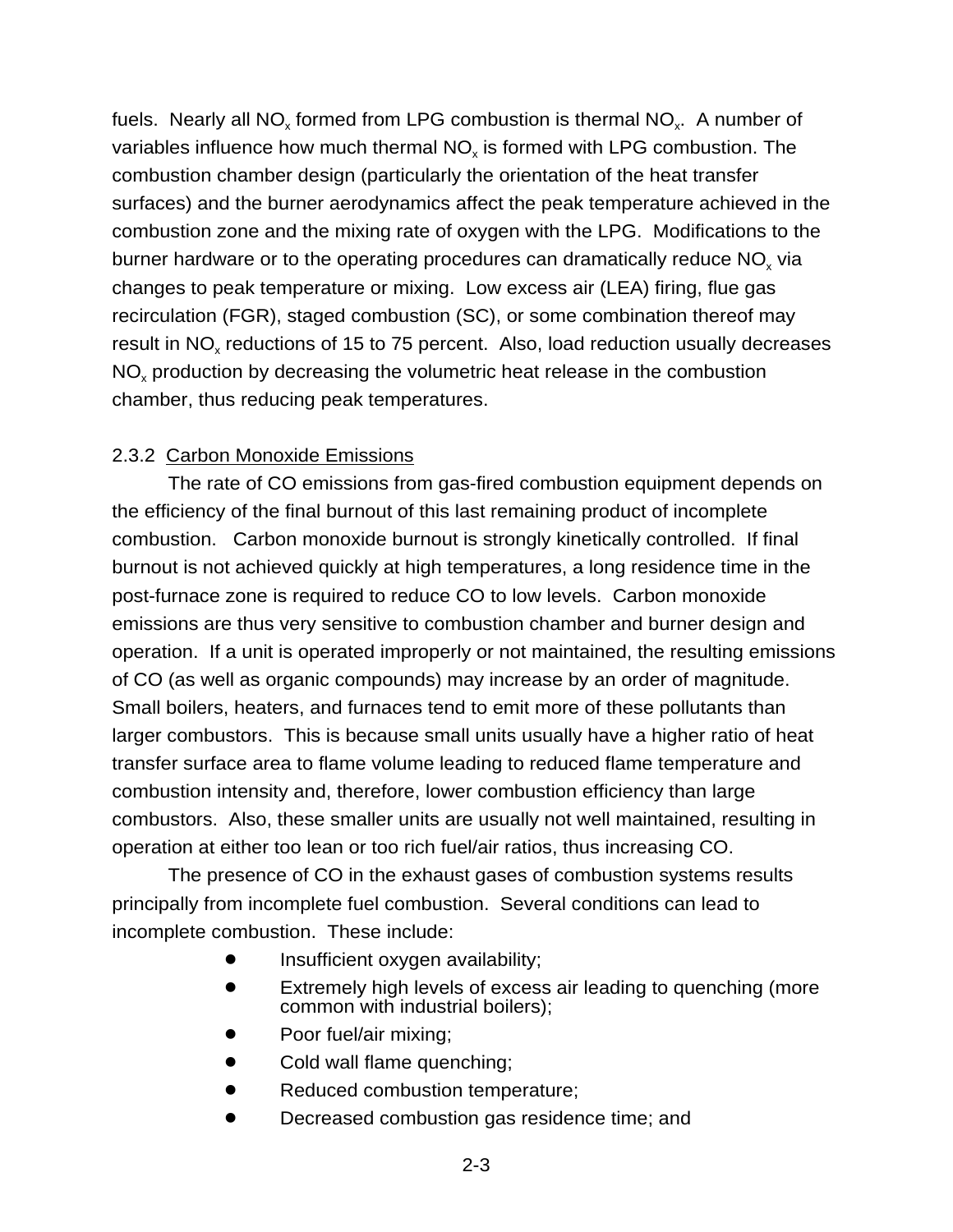fuels. Nearly all $NO_x$ formed from LPG combustion is thermal $NO_x$. A number of variables influence how much thermal $NO_x$ is formed with LPG combustion. The combustion chamber design (particularly the orientation of the heat transfer surfaces) and the burner aerodynamics affect the peak temperature achieved in the combustion zone and the mixing rate of oxygen with the LPG. Modifications to the burner hardware or to the operating procedures can dramatically reduce $NO_x$ via changes to peak temperature or mixing. Low excess air (LEA) firing, flue gas recirculation (FGR), staged combustion (SC), or some combination thereof may result in $NO_x$ reductions of 15 to 75 percent. Also, load reduction usually decreases $NO_x$ production by decreasing the volumetric heat release in the combustion chamber, thus reducing peak temperatures.

### 2.3.2 Carbon Monoxide Emissions

The rate of CO emissions from gas-fired combustion equipment depends on the efficiency of the final burnout of this last remaining product of incomplete combustion. Carbon monoxide burnout is strongly kinetically controlled. If final burnout is not achieved quickly at high temperatures, a long residence time in the post-furnace zone is required to reduce CO to low levels. Carbon monoxide emissions are thus very sensitive to combustion chamber and burner design and operation. If a unit is operated improperly or not maintained, the resulting emissions of CO (as well as organic compounds) may increase by an order of magnitude. Small boilers, heaters, and furnaces tend to emit more of these pollutants than larger combustors. This is because small units usually have a higher ratio of heat transfer surface area to flame volume leading to reduced flame temperature and combustion intensity and, therefore, lower combustion efficiency than large combustors. Also, these smaller units are usually not well maintained, resulting in operation at either too lean or too rich fuel/air ratios, thus increasing CO.

The presence of CO in the exhaust gases of combustion systems results principally from incomplete fuel combustion. Several conditions can lead to incomplete combustion. These include:

- Insufficient oxygen availability;
- Extremely high levels of excess air leading to quenching (more common with industrial boilers);
- Poor fuel/air mixing;
- Cold wall flame quenching;
- Reduced combustion temperature;
- Decreased combustion gas residence time; and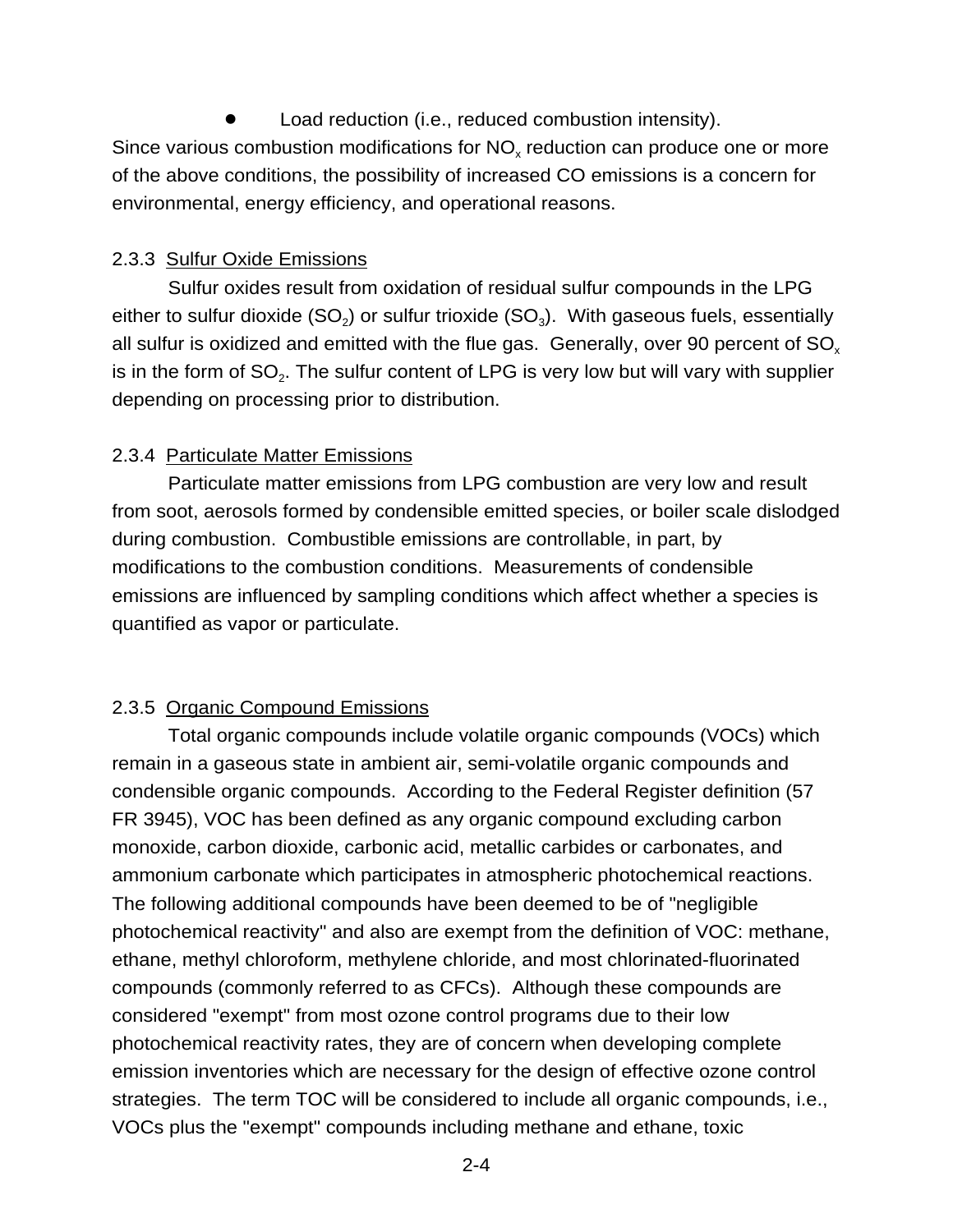- Load reduction (i.e., reduced combustion intensity).

Since various combustion modifications for $NO_x$ reduction can produce one or more of the above conditions, the possibility of increased CO emissions is a concern for environmental, energy efficiency, and operational reasons.

### 2.3.3 Sulfur Oxide Emissions

Sulfur oxides result from oxidation of residual sulfur compounds in the LPG either to sulfur dioxide ($SO_2$) or sulfur trioxide ($SO_3$). With gaseous fuels, essentially all sulfur is oxidized and emitted with the flue gas. Generally, over 90 percent of $SO_x$ is in the form of $SO_2$. The sulfur content of LPG is very low but will vary with supplier depending on processing prior to distribution.

### 2.3.4 Particulate Matter Emissions

Particulate matter emissions from LPG combustion are very low and result from soot, aerosols formed by condensible emitted species, or boiler scale dislodged during combustion. Combustible emissions are controllable, in part, by modifications to the combustion conditions. Measurements of condensible emissions are influenced by sampling conditions which affect whether a species is quantified as vapor or particulate.

### 2.3.5 Organic Compound Emissions

Total organic compounds include volatile organic compounds (VOCs) which remain in a gaseous state in ambient air, semi-volatile organic compounds and condensible organic compounds. According to the Federal Register definition (57 FR 3945), VOC has been defined as any organic compound excluding carbon monoxide, carbon dioxide, carbonic acid, metallic carbides or carbonates, and ammonium carbonate which participates in atmospheric photochemical reactions. The following additional compounds have been deemed to be of "negligible photochemical reactivity" and also are exempt from the definition of VOC: methane, ethane, methyl chloroform, methylene chloride, and most chlorinated-fluorinated compounds (commonly referred to as CFCs). Although these compounds are considered "exempt" from most ozone control programs due to their low photochemical reactivity rates, they are of concern when developing complete emission inventories which are necessary for the design of effective ozone control strategies. The term TOC will be considered to include all organic compounds, i.e., VOCs plus the "exempt" compounds including methane and ethane, toxic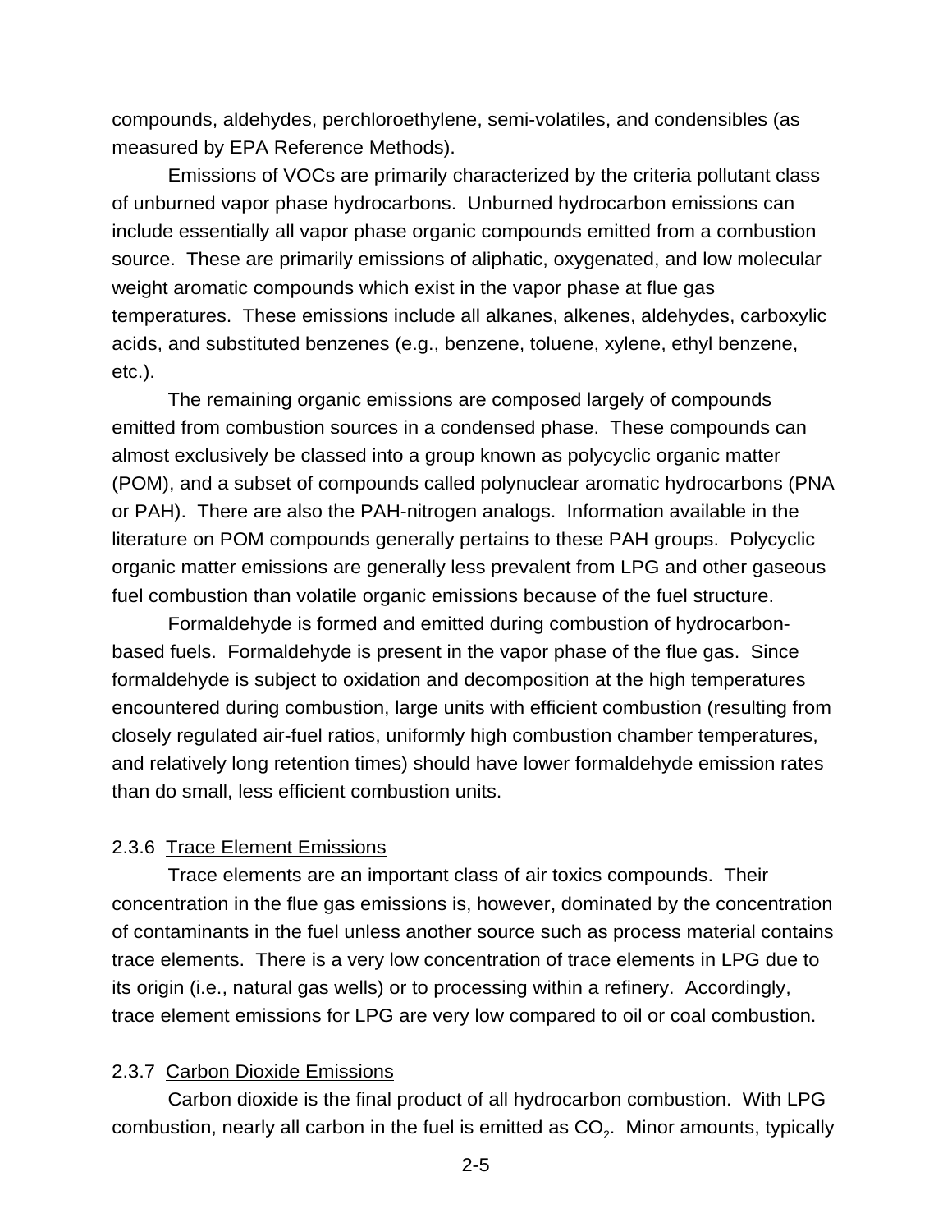compounds, aldehydes, perchloroethylene, semi-volatiles, and condensibles (as measured by EPA Reference Methods).

Emissions of VOCs are primarily characterized by the criteria pollutant class of unburned vapor phase hydrocarbons. Unburned hydrocarbon emissions can include essentially all vapor phase organic compounds emitted from a combustion source. These are primarily emissions of aliphatic, oxygenated, and low molecular weight aromatic compounds which exist in the vapor phase at flue gas temperatures. These emissions include all alkanes, alkenes, aldehydes, carboxylic acids, and substituted benzenes (e.g., benzene, toluene, xylene, ethyl benzene, etc.).

The remaining organic emissions are composed largely of compounds emitted from combustion sources in a condensed phase. These compounds can almost exclusively be classed into a group known as polycyclic organic matter (POM), and a subset of compounds called polynuclear aromatic hydrocarbons (PNA or PAH). There are also the PAH-nitrogen analogs. Information available in the literature on POM compounds generally pertains to these PAH groups. Polycyclic organic matter emissions are generally less prevalent from LPG and other gaseous fuel combustion than volatile organic emissions because of the fuel structure.

Formaldehyde is formed and emitted during combustion of hydrocarbon-based fuels. Formaldehyde is present in the vapor phase of the flue gas. Since formaldehyde is subject to oxidation and decomposition at the high temperatures encountered during combustion, large units with efficient combustion (resulting from closely regulated air-fuel ratios, uniformly high combustion chamber temperatures, and relatively long retention times) should have lower formaldehyde emission rates than do small, less efficient combustion units.

### 2.3.6 Trace Element Emissions

Trace elements are an important class of air toxics compounds. Their concentration in the flue gas emissions is, however, dominated by the concentration of contaminants in the fuel unless another source such as process material contains trace elements. There is a very low concentration of trace elements in LPG due to its origin (i.e., natural gas wells) or to processing within a refinery. Accordingly, trace element emissions for LPG are very low compared to oil or coal combustion.

### 2.3.7 Carbon Dioxide Emissions

Carbon dioxide is the final product of all hydrocarbon combustion. With LPG combustion, nearly all carbon in the fuel is emitted as $CO_2$. Minor amounts, typically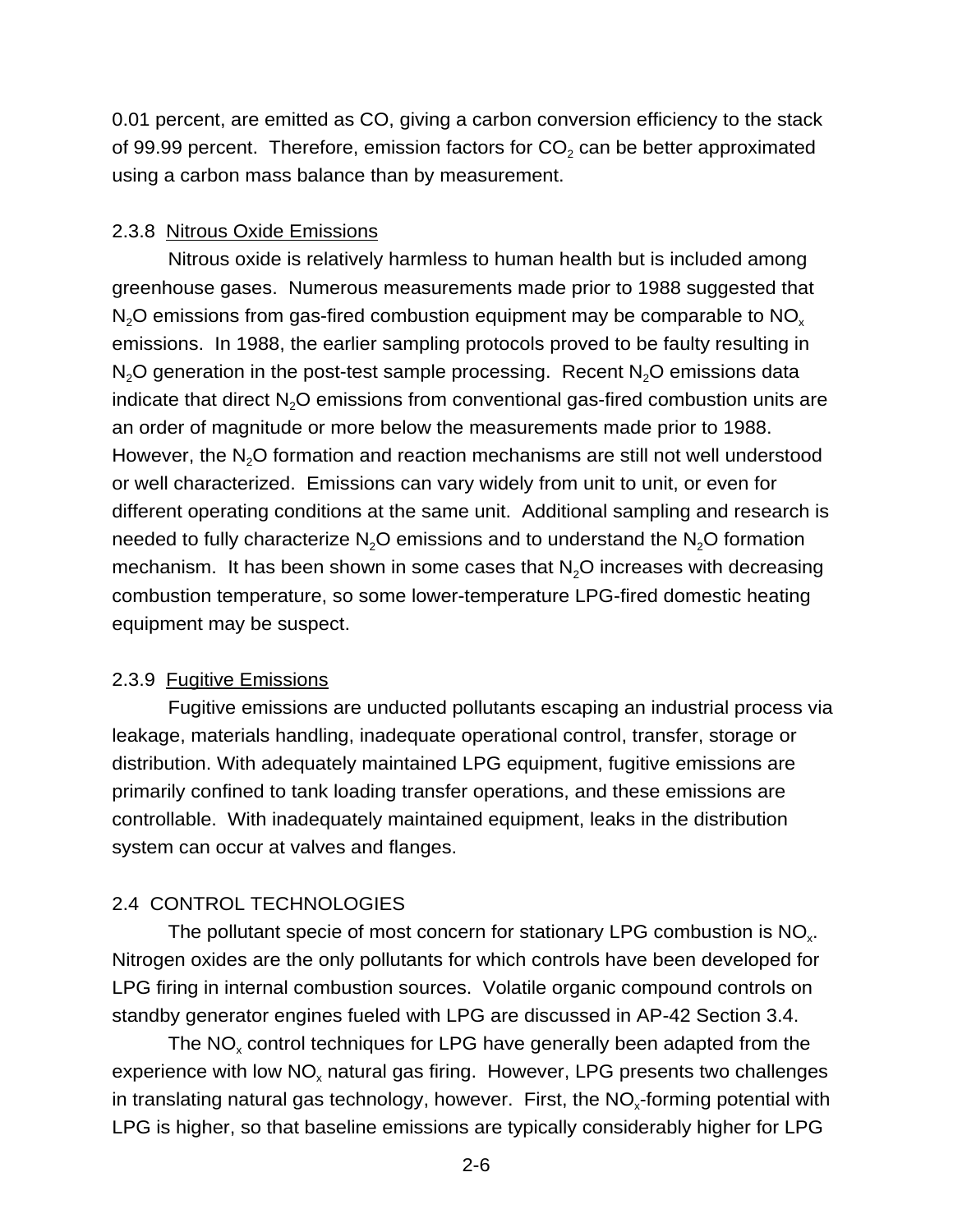0.01 percent, are emitted as CO, giving a carbon conversion efficiency to the stack of 99.99 percent. Therefore, emission factors for $CO_2$ can be better approximated using a carbon mass balance than by measurement.

### 2.3.8 Nitrous Oxide Emissions

Nitrous oxide is relatively harmless to human health but is included among greenhouse gases. Numerous measurements made prior to 1988 suggested that $N_2O$ emissions from gas-fired combustion equipment may be comparable to $NO_x$ emissions. In 1988, the earlier sampling protocols proved to be faulty resulting in $N_2O$ generation in the post-test sample processing. Recent $N_2O$ emissions data indicate that direct $N_2O$ emissions from conventional gas-fired combustion units are an order of magnitude or more below the measurements made prior to 1988. However, the $N_2O$ formation and reaction mechanisms are still not well understood or well characterized. Emissions can vary widely from unit to unit, or even for different operating conditions at the same unit. Additional sampling and research is needed to fully characterize $N_2O$ emissions and to understand the $N_2O$ formation mechanism. It has been shown in some cases that $N_2O$ increases with decreasing combustion temperature, so some lower-temperature LPG-fired domestic heating equipment may be suspect.

### 2.3.9 Fugitive Emissions

Fugitive emissions are unducted pollutants escaping an industrial process via leakage, materials handling, inadequate operational control, transfer, storage or distribution. With adequately maintained LPG equipment, fugitive emissions are primarily confined to tank loading transfer operations, and these emissions are controllable. With inadequately maintained equipment, leaks in the distribution system can occur at valves and flanges.

## 2.4 CONTROL TECHNOLOGIES

The pollutant specie of most concern for stationary LPG combustion is $NO_x$. Nitrogen oxides are the only pollutants for which controls have been developed for LPG firing in internal combustion sources. Volatile organic compound controls on standby generator engines fueled with LPG are discussed in AP-42 Section 3.4.

The $NO_x$ control techniques for LPG have generally been adapted from the experience with low $NO_x$ natural gas firing. However, LPG presents two challenges in translating natural gas technology, however. First, the $NO_x$-forming potential with LPG is higher, so that baseline emissions are typically considerably higher for LPG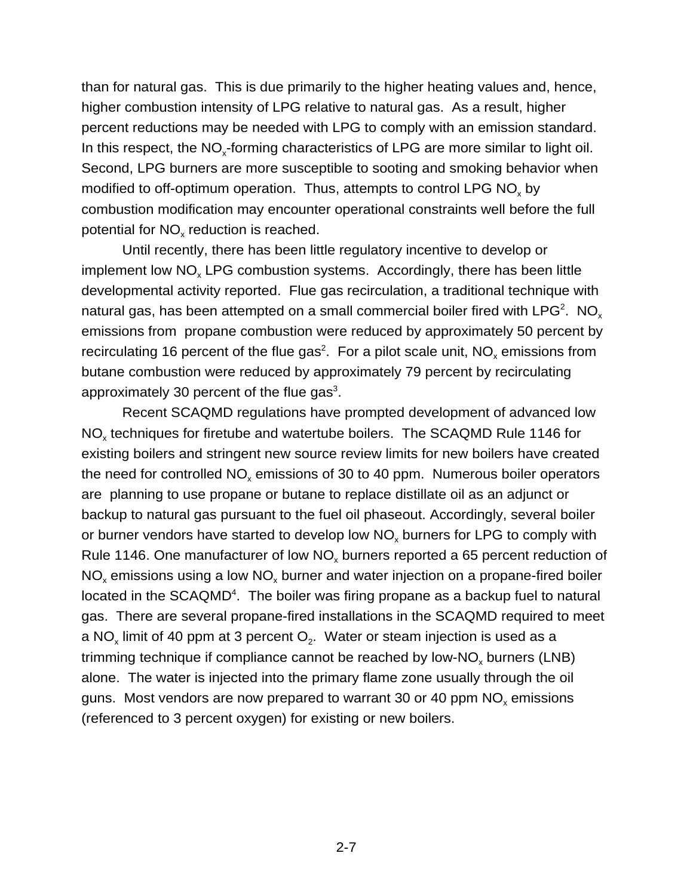than for natural gas. This is due primarily to the higher heating values and, hence, higher combustion intensity of LPG relative to natural gas. As a result, higher percent reductions may be needed with LPG to comply with an emission standard. In this respect, the $NO_x$-forming characteristics of LPG are more similar to light oil. Second, LPG burners are more susceptible to sooting and smoking behavior when modified to off-optimum operation. Thus, attempts to control LPG $NO_x$ by combustion modification may encounter operational constraints well before the full potential for $NO_x$ reduction is reached.

Until recently, there has been little regulatory incentive to develop or implement low $NO_x$ LPG combustion systems. Accordingly, there has been little developmental activity reported. Flue gas recirculation, a traditional technique with natural gas, has been attempted on a small commercial boiler fired with LPG[2]. $NO_x$ emissions from propane combustion were reduced by approximately 50 percent by recirculating 16 percent of the flue gas[2]. For a pilot scale unit, $NO_x$ emissions from butane combustion were reduced by approximately 79 percent by recirculating approximately 30 percent of the flue gas[3].

Recent SCAQMD regulations have prompted development of advanced low $NO_x$ techniques for firetube and watertube boilers. The SCAQMD Rule 1146 for existing boilers and stringent new source review limits for new boilers have created the need for controlled $NO_x$ emissions of 30 to 40 ppm. Numerous boiler operators are planning to use propane or butane to replace distillate oil as an adjunct or backup to natural gas pursuant to the fuel oil phaseout. Accordingly, several boiler or burner vendors have started to develop low $NO_x$ burners for LPG to comply with Rule 1146. One manufacturer of low $NO_x$ burners reported a 65 percent reduction of $NO_x$ emissions using a low $NO_x$ burner and water injection on a propane-fired boiler located in the SCAQMD[4]. The boiler was firing propane as a backup fuel to natural gas. There are several propane-fired installations in the SCAQMD required to meet a $NO_x$ limit of 40 ppm at 3 percent $O_2$. Water or steam injection is used as a trimming technique if compliance cannot be reached by low-$NO_x$ burners (LNB) alone. The water is injected into the primary flame zone usually through the oil guns. Most vendors are now prepared to warrant 30 or 40 ppm $NO_x$ emissions (referenced to 3 percent oxygen) for existing or new boilers.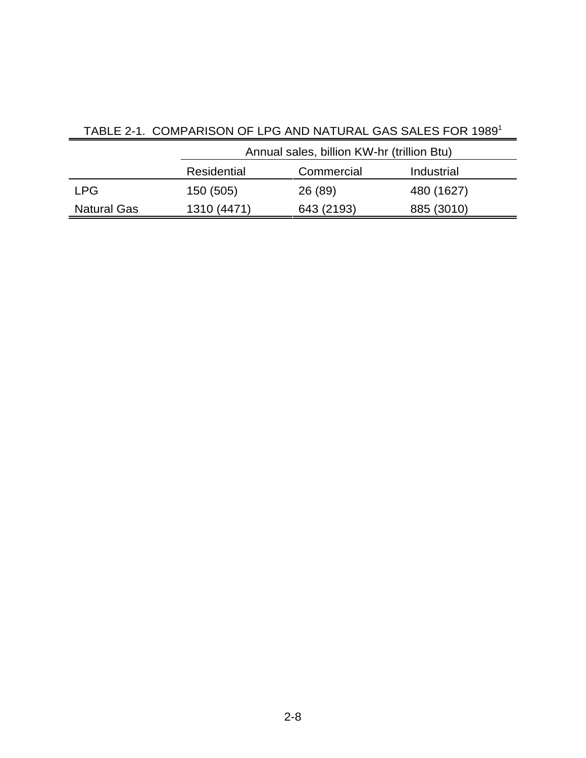TABLE 2-1. COMPARISON OF LPG AND NATURAL GAS SALES FOR 1989[1]

| | Annual sales, billion KW-hr (trillion Btu) | | |
|---|---|---|---|
| | Residential | Commercial | Industrial |
| LPG | 150 (505) | 26 (89) | 480 (1627) |
| Natural Gas | 1310 (4471) | 643 (2193) | 885 (3010) |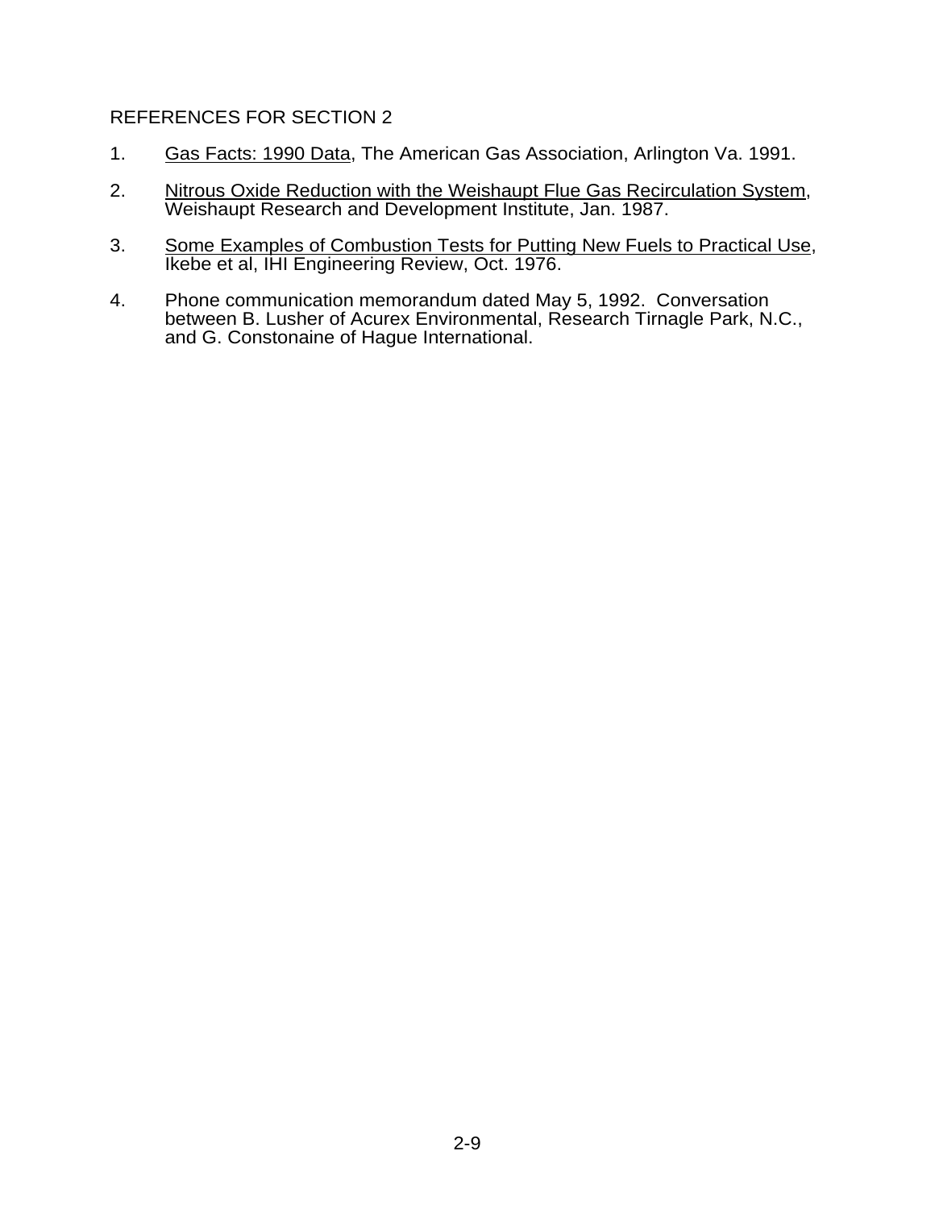## REFERENCES FOR SECTION 2

1. <u>Gas Facts: 1990 Data</u>, The American Gas Association, Arlington Va. 1991.

2. <u>Nitrous Oxide Reduction with the Weishaupt Flue Gas Recirculation System</u>, Weishaupt Research and Development Institute, Jan. 1987.

3. <u>Some Examples of Combustion Tests for Putting New Fuels to Practical Use</u>, Ikebe et al, IHI Engineering Review, Oct. 1976.

4. Phone communication memorandum dated May 5, 1992. Conversation between B. Lusher of Acurex Environmental, Research Tirnagle Park, N.C., and G. Constonaine of Hague International.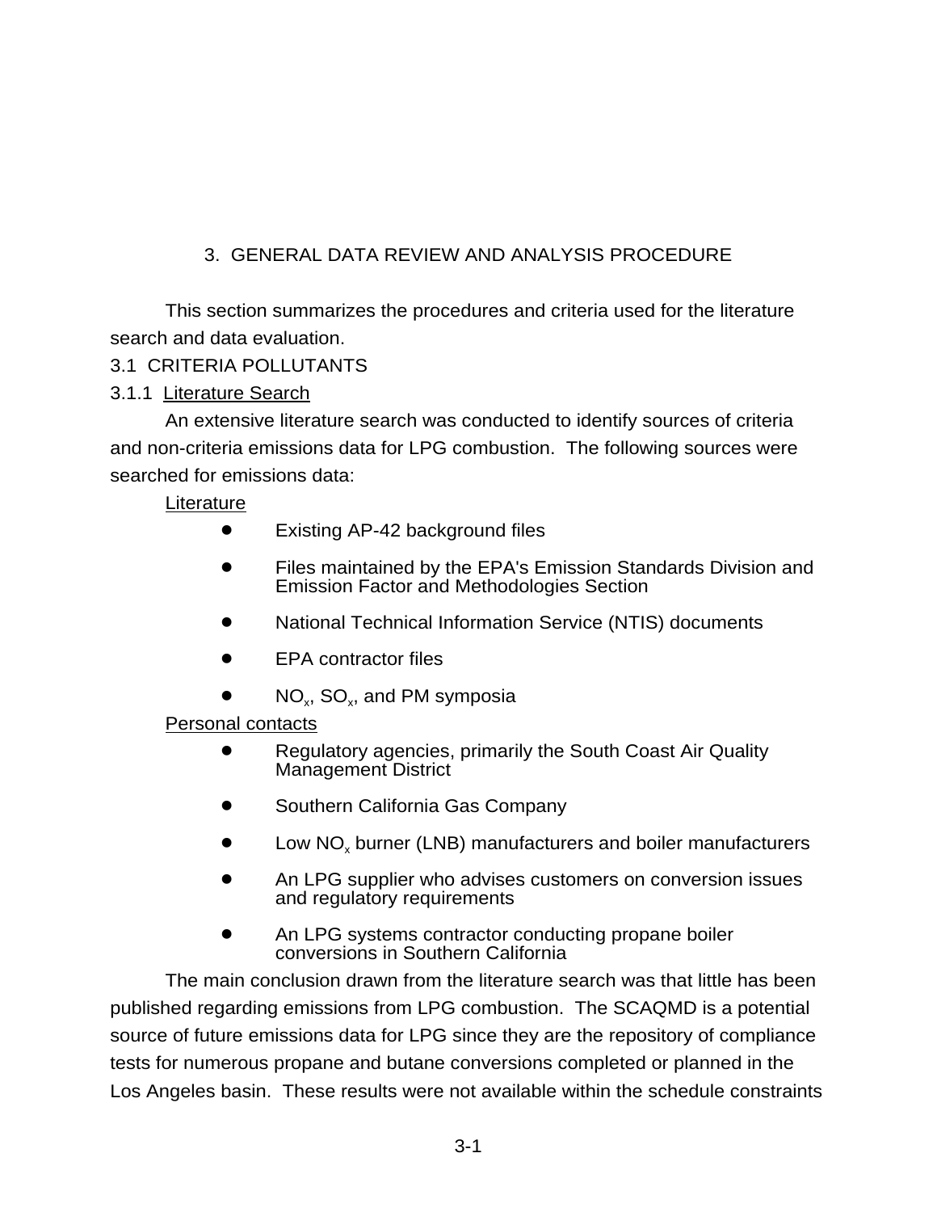# 3. GENERAL DATA REVIEW AND ANALYSIS PROCEDURE

This section summarizes the procedures and criteria used for the literature search and data evaluation.

## 3.1 CRITERIA POLLUTANTS

### 3.1.1 Literature Search

An extensive literature search was conducted to identify sources of criteria and non-criteria emissions data for LPG combustion. The following sources were searched for emissions data:

Literature

- Existing AP-42 background files
- Files maintained by the EPA's Emission Standards Division and Emission Factor and Methodologies Section
- National Technical Information Service (NTIS) documents
- EPA contractor files
- $NO_x$, $SO_x$, and PM symposia

Personal contacts

- Regulatory agencies, primarily the South Coast Air Quality Management District
- Southern California Gas Company
- Low $NO_x$ burner (LNB) manufacturers and boiler manufacturers
- An LPG supplier who advises customers on conversion issues and regulatory requirements
- An LPG systems contractor conducting propane boiler conversions in Southern California

The main conclusion drawn from the literature search was that little has been published regarding emissions from LPG combustion. The SCAQMD is a potential source of future emissions data for LPG since they are the repository of compliance tests for numerous propane and butane conversions completed or planned in the Los Angeles basin. These results were not available within the schedule constraints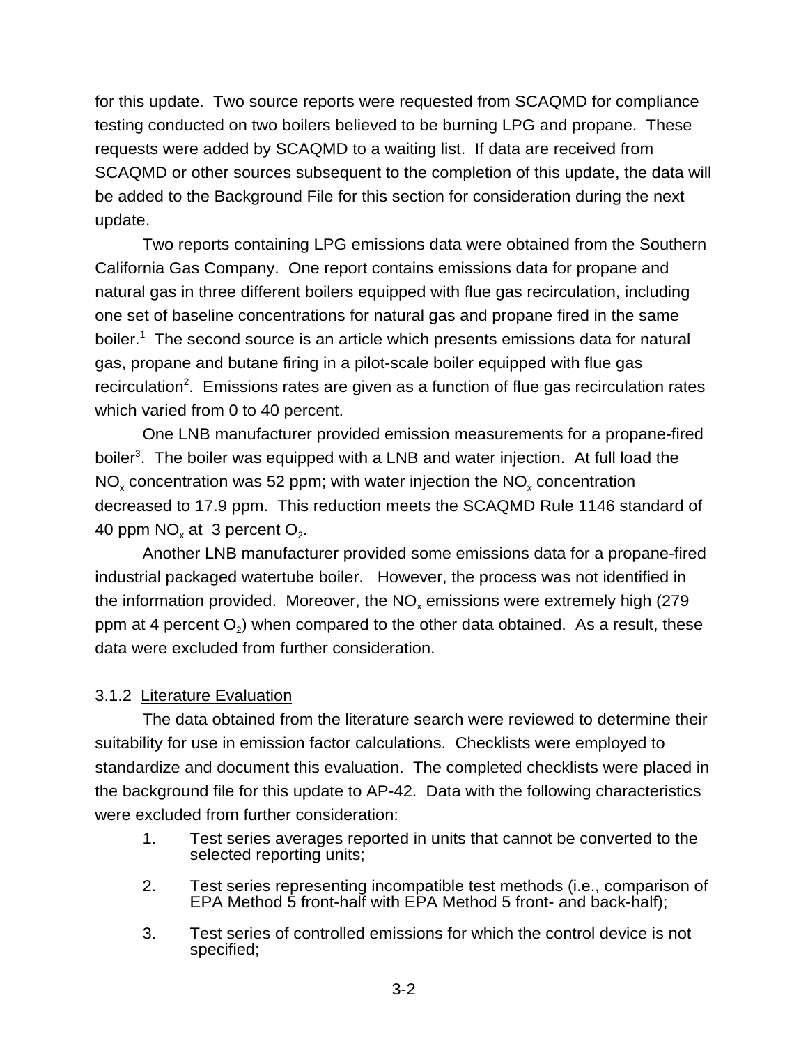for this update. Two source reports were requested from SCAQMD for compliance testing conducted on two boilers believed to be burning LPG and propane. These requests were added by SCAQMD to a waiting list. If data are received from SCAQMD or other sources subsequent to the completion of this update, the data will be added to the Background File for this section for consideration during the next update.

Two reports containing LPG emissions data were obtained from the Southern California Gas Company. One report contains emissions data for propane and natural gas in three different boilers equipped with flue gas recirculation, including one set of baseline concentrations for natural gas and propane fired in the same boiler.[1] The second source is an article which presents emissions data for natural gas, propane and butane firing in a pilot-scale boiler equipped with flue gas recirculation[2]. Emissions rates are given as a function of flue gas recirculation rates which varied from 0 to 40 percent.

One LNB manufacturer provided emission measurements for a propane-fired boiler[3]. The boiler was equipped with a LNB and water injection. At full load the $NO_x$ concentration was 52 ppm; with water injection the $NO_x$ concentration decreased to 17.9 ppm. This reduction meets the SCAQMD Rule 1146 standard of 40 ppm $NO_x$ at 3 percent $O_2$.

Another LNB manufacturer provided some emissions data for a propane-fired industrial packaged watertube boiler. However, the process was not identified in the information provided. Moreover, the $NO_x$ emissions were extremely high (279 ppm at 4 percent $O_2$) when compared to the other data obtained. As a result, these data were excluded from further consideration.

3.1.2 Literature Evaluation

The data obtained from the literature search were reviewed to determine their suitability for use in emission factor calculations. Checklists were employed to standardize and document this evaluation. The completed checklists were placed in the background file for this update to AP-42. Data with the following characteristics were excluded from further consideration:

1. Test series averages reported in units that cannot be converted to the selected reporting units;
2. Test series representing incompatible test methods (i.e., comparison of EPA Method 5 front-half with EPA Method 5 front- and back-half);
3. Test series of controlled emissions for which the control device is not specified;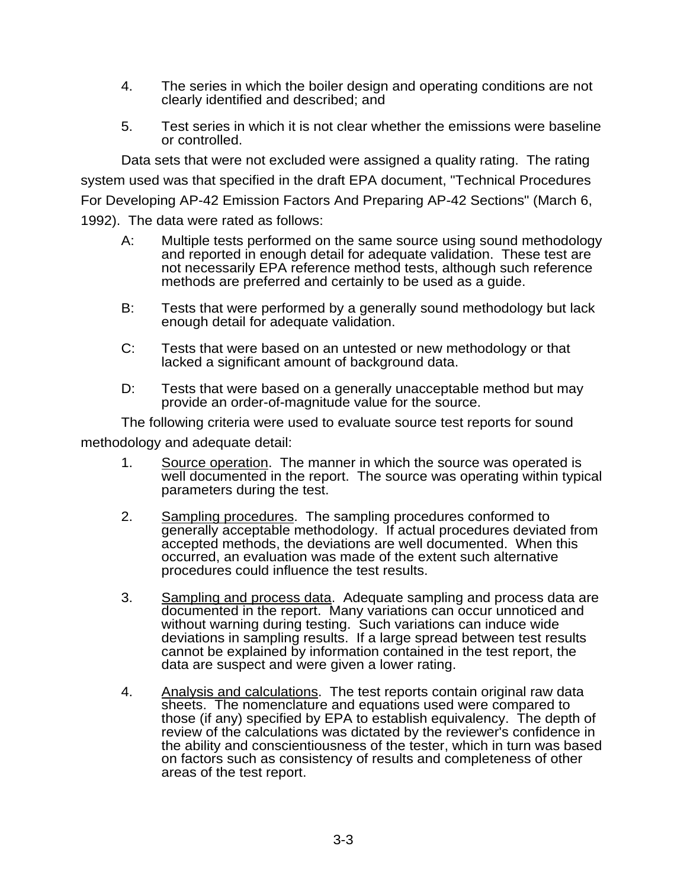4. The series in which the boiler design and operating conditions are not clearly identified and described; and

5. Test series in which it is not clear whether the emissions were baseline or controlled.

Data sets that were not excluded were assigned a quality rating. The rating system used was that specified in the draft EPA document, "Technical Procedures For Developing AP-42 Emission Factors And Preparing AP-42 Sections" (March 6, 1992). The data were rated as follows:

A: Multiple tests performed on the same source using sound methodology and reported in enough detail for adequate validation. These test are not necessarily EPA reference method tests, although such reference methods are preferred and certainly to be used as a guide.

B: Tests that were performed by a generally sound methodology but lack enough detail for adequate validation.

C: Tests that were based on an untested or new methodology or that lacked a significant amount of background data.

D: Tests that were based on a generally unacceptable method but may provide an order-of-magnitude value for the source.

The following criteria were used to evaluate source test reports for sound methodology and adequate detail:

1. Source operation. The manner in which the source was operated is well documented in the report. The source was operating within typical parameters during the test.

2. Sampling procedures. The sampling procedures conformed to generally acceptable methodology. If actual procedures deviated from accepted methods, the deviations are well documented. When this occurred, an evaluation was made of the extent such alternative procedures could influence the test results.

3. Sampling and process data. Adequate sampling and process data are documented in the report. Many variations can occur unnoticed and without warning during testing. Such variations can induce wide deviations in sampling results. If a large spread between test results cannot be explained by information contained in the test report, the data are suspect and were given a lower rating.

4. Analysis and calculations. The test reports contain original raw data sheets. The nomenclature and equations used were compared to those (if any) specified by EPA to establish equivalency. The depth of review of the calculations was dictated by the reviewer's confidence in the ability and conscientiousness of the tester, which in turn was based on factors such as consistency of results and completeness of other areas of the test report.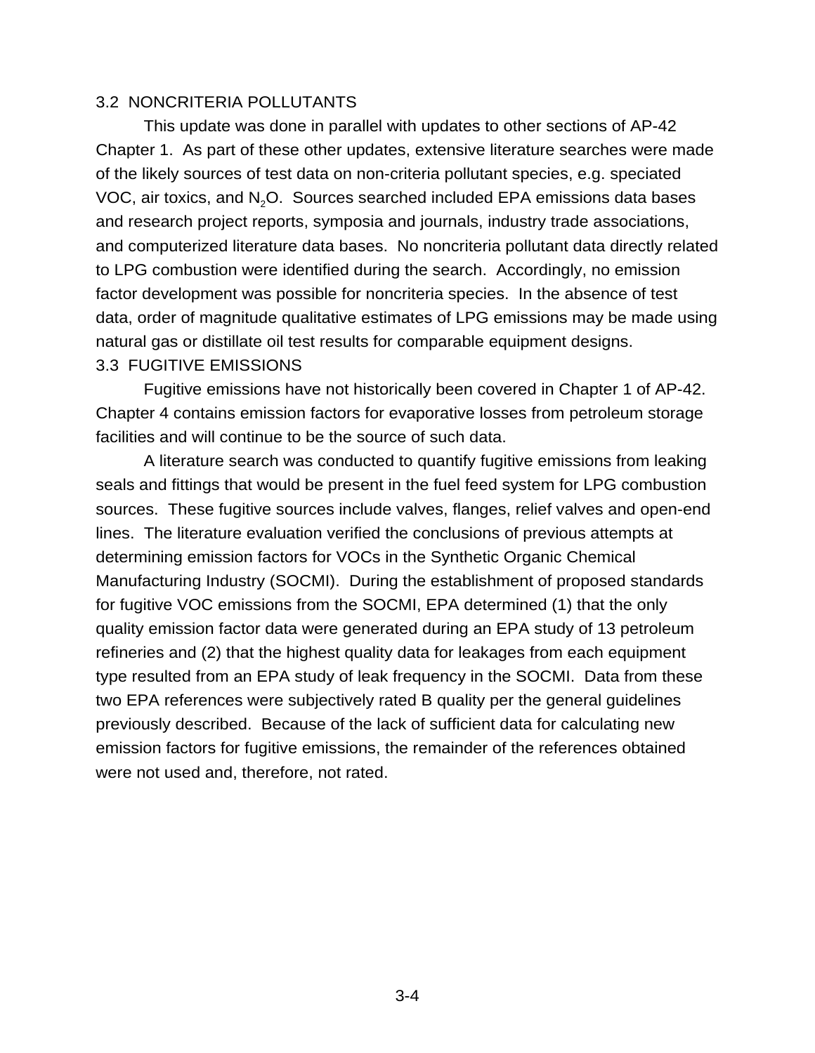## 3.2 NONCRITERIA POLLUTANTS

This update was done in parallel with updates to other sections of AP-42 Chapter 1. As part of these other updates, extensive literature searches were made of the likely sources of test data on non-criteria pollutant species, e.g. speciated VOC, air toxics, and $N_2O$. Sources searched included EPA emissions data bases and research project reports, symposia and journals, industry trade associations, and computerized literature data bases. No noncriteria pollutant data directly related to LPG combustion were identified during the search. Accordingly, no emission factor development was possible for noncriteria species. In the absence of test data, order of magnitude qualitative estimates of LPG emissions may be made using natural gas or distillate oil test results for comparable equipment designs.

## 3.3 FUGITIVE EMISSIONS

Fugitive emissions have not historically been covered in Chapter 1 of AP-42. Chapter 4 contains emission factors for evaporative losses from petroleum storage facilities and will continue to be the source of such data.

A literature search was conducted to quantify fugitive emissions from leaking seals and fittings that would be present in the fuel feed system for LPG combustion sources. These fugitive sources include valves, flanges, relief valves and open-end lines. The literature evaluation verified the conclusions of previous attempts at determining emission factors for VOCs in the Synthetic Organic Chemical Manufacturing Industry (SOCMI). During the establishment of proposed standards for fugitive VOC emissions from the SOCMI, EPA determined (1) that the only quality emission factor data were generated during an EPA study of 13 petroleum refineries and (2) that the highest quality data for leakages from each equipment type resulted from an EPA study of leak frequency in the SOCMI. Data from these two EPA references were subjectively rated B quality per the general guidelines previously described. Because of the lack of sufficient data for calculating new emission factors for fugitive emissions, the remainder of the references obtained were not used and, therefore, not rated.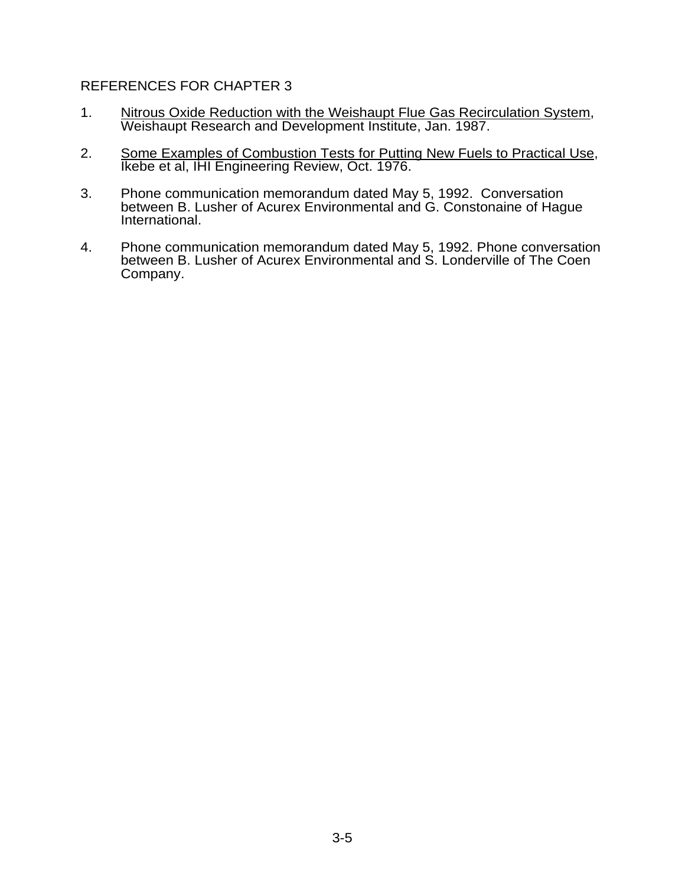## REFERENCES FOR CHAPTER 3

1. Nitrous Oxide Reduction with the Weishaupt Flue Gas Recirculation System, Weishaupt Research and Development Institute, Jan. 1987.

2. Some Examples of Combustion Tests for Putting New Fuels to Practical Use, Ikebe et al, IHI Engineering Review, Oct. 1976.

3. Phone communication memorandum dated May 5, 1992. Conversation between B. Lusher of Acurex Environmental and G. Constonaine of Hague International.

4. Phone communication memorandum dated May 5, 1992. Phone conversation between B. Lusher of Acurex Environmental and S. Londerville of The Coen Company.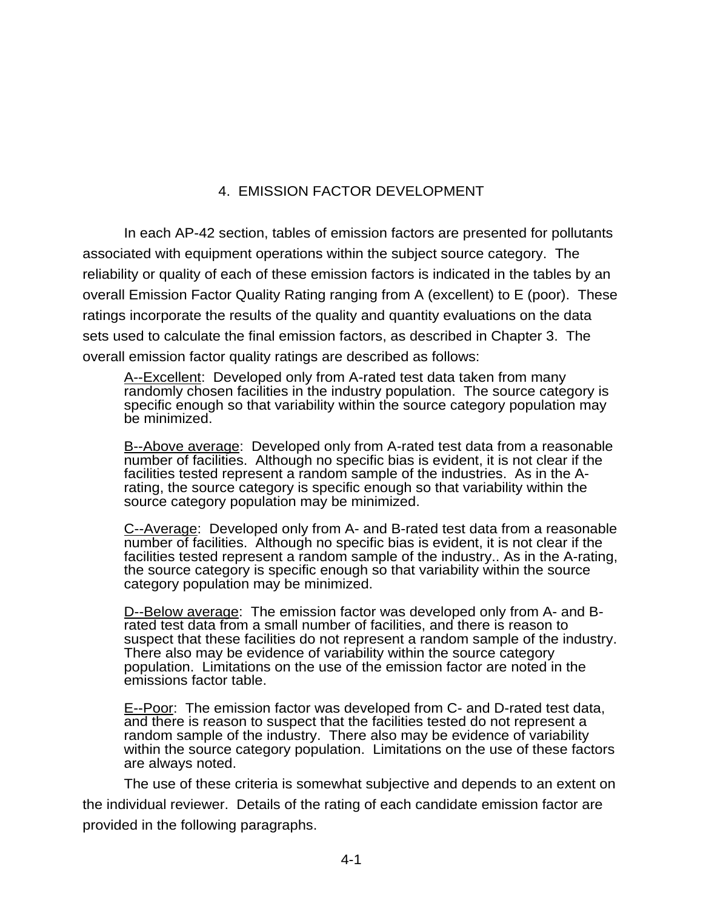# 4. EMISSION FACTOR DEVELOPMENT

In each AP-42 section, tables of emission factors are presented for pollutants associated with equipment operations within the subject source category. The reliability or quality of each of these emission factors is indicated in the tables by an overall Emission Factor Quality Rating ranging from A (excellent) to E (poor). These ratings incorporate the results of the quality and quantity evaluations on the data sets used to calculate the final emission factors, as described in Chapter 3. The overall emission factor quality ratings are described as follows:

> <u>A--Excellent</u>: Developed only from A-rated test data taken from many randomly chosen facilities in the industry population. The source category is specific enough so that variability within the source category population may be minimized.
>
> <u>B--Above average</u>: Developed only from A-rated test data from a reasonable number of facilities. Although no specific bias is evident, it is not clear if the facilities tested represent a random sample of the industries. As in the A-rating, the source category is specific enough so that variability within the source category population may be minimized.
>
> <u>C--Average</u>: Developed only from A- and B-rated test data from a reasonable number of facilities. Although no specific bias is evident, it is not clear if the facilities tested represent a random sample of the industry.. As in the A-rating, the source category is specific enough so that variability within the source category population may be minimized.
>
> <u>D--Below average</u>: The emission factor was developed only from A- and B-rated test data from a small number of facilities, and there is reason to suspect that these facilities do not represent a random sample of the industry. There also may be evidence of variability within the source category population. Limitations on the use of the emission factor are noted in the emissions factor table.
>
> <u>E--Poor</u>: The emission factor was developed from C- and D-rated test data, and there is reason to suspect that the facilities tested do not represent a random sample of the industry. There also may be evidence of variability within the source category population. Limitations on the use of these factors are always noted.

The use of these criteria is somewhat subjective and depends to an extent on the individual reviewer. Details of the rating of each candidate emission factor are provided in the following paragraphs.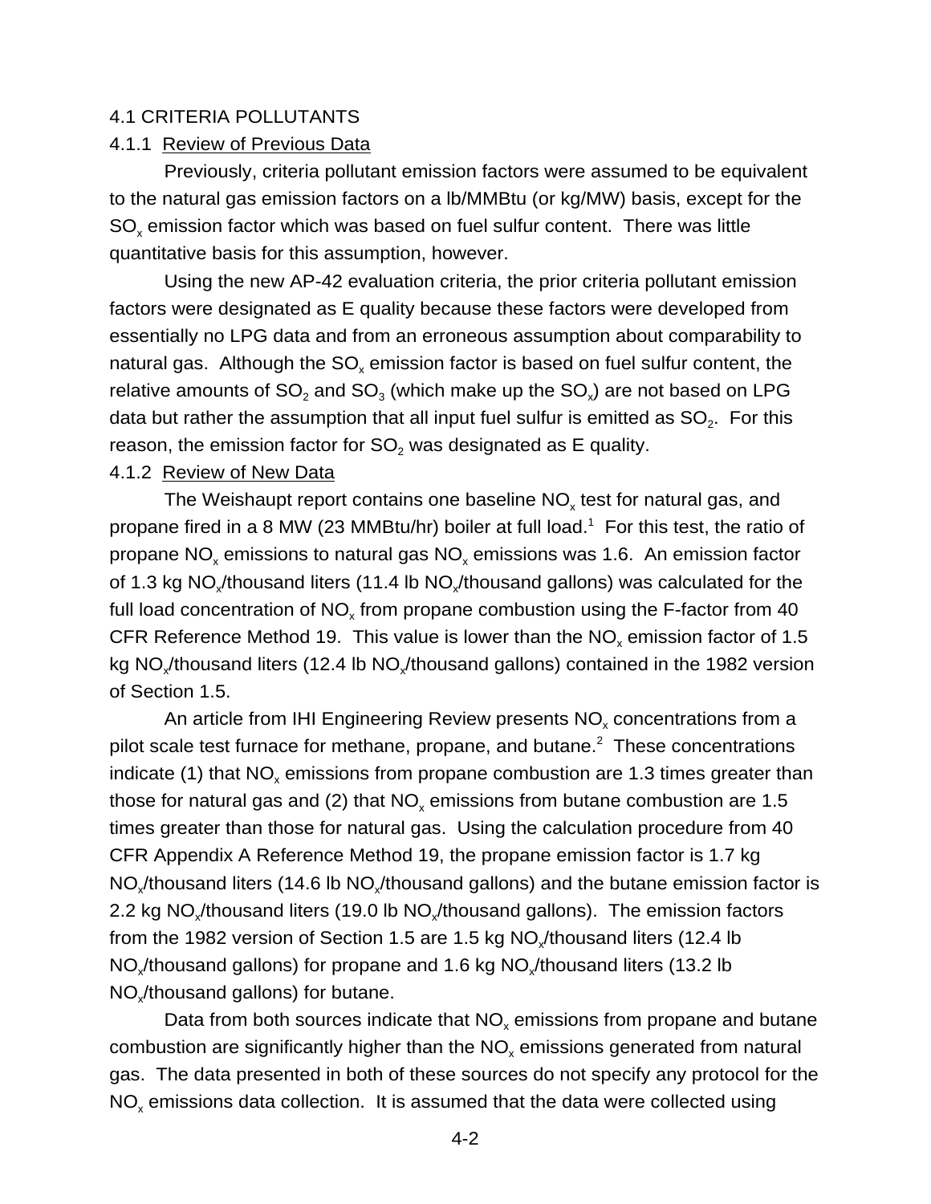## 4.1 CRITERIA POLLUTANTS

### 4.1.1 Review of Previous Data

Previously, criteria pollutant emission factors were assumed to be equivalent to the natural gas emission factors on a lb/MMBtu (or kg/MW) basis, except for the $SO_x$ emission factor which was based on fuel sulfur content. There was little quantitative basis for this assumption, however.

Using the new AP-42 evaluation criteria, the prior criteria pollutant emission factors were designated as E quality because these factors were developed from essentially no LPG data and from an erroneous assumption about comparability to natural gas. Although the $SO_x$ emission factor is based on fuel sulfur content, the relative amounts of $SO_2$ and $SO_3$ (which make up the $SO_x$) are not based on LPG data but rather the assumption that all input fuel sulfur is emitted as $SO_2$. For this reason, the emission factor for $SO_2$ was designated as E quality.

### 4.1.2 Review of New Data

The Weishaupt report contains one baseline $NO_x$ test for natural gas, and propane fired in a 8 MW (23 MMBtu/hr) boiler at full load.[1] For this test, the ratio of propane $NO_x$ emissions to natural gas $NO_x$ emissions was 1.6. An emission factor of 1.3 kg $NO_x$/thousand liters (11.4 lb $NO_x$/thousand gallons) was calculated for the full load concentration of $NO_x$ from propane combustion using the F-factor from 40 CFR Reference Method 19. This value is lower than the $NO_x$ emission factor of 1.5 kg $NO_x$/thousand liters (12.4 lb $NO_x$/thousand gallons) contained in the 1982 version of Section 1.5.

An article from IHI Engineering Review presents $NO_x$ concentrations from a pilot scale test furnace for methane, propane, and butane.[2] These concentrations indicate (1) that $NO_x$ emissions from propane combustion are 1.3 times greater than those for natural gas and (2) that $NO_x$ emissions from butane combustion are 1.5 times greater than those for natural gas. Using the calculation procedure from 40 CFR Appendix A Reference Method 19, the propane emission factor is 1.7 kg $NO_x$/thousand liters (14.6 lb $NO_x$/thousand gallons) and the butane emission factor is 2.2 kg $NO_x$/thousand liters (19.0 lb $NO_x$/thousand gallons). The emission factors from the 1982 version of Section 1.5 are 1.5 kg $NO_x$/thousand liters (12.4 lb $NO_x$/thousand gallons) for propane and 1.6 kg $NO_x$/thousand liters (13.2 lb $NO_x$/thousand gallons) for butane.

Data from both sources indicate that $NO_x$ emissions from propane and butane combustion are significantly higher than the $NO_x$ emissions generated from natural gas. The data presented in both of these sources do not specify any protocol for the $NO_x$ emissions data collection. It is assumed that the data were collected using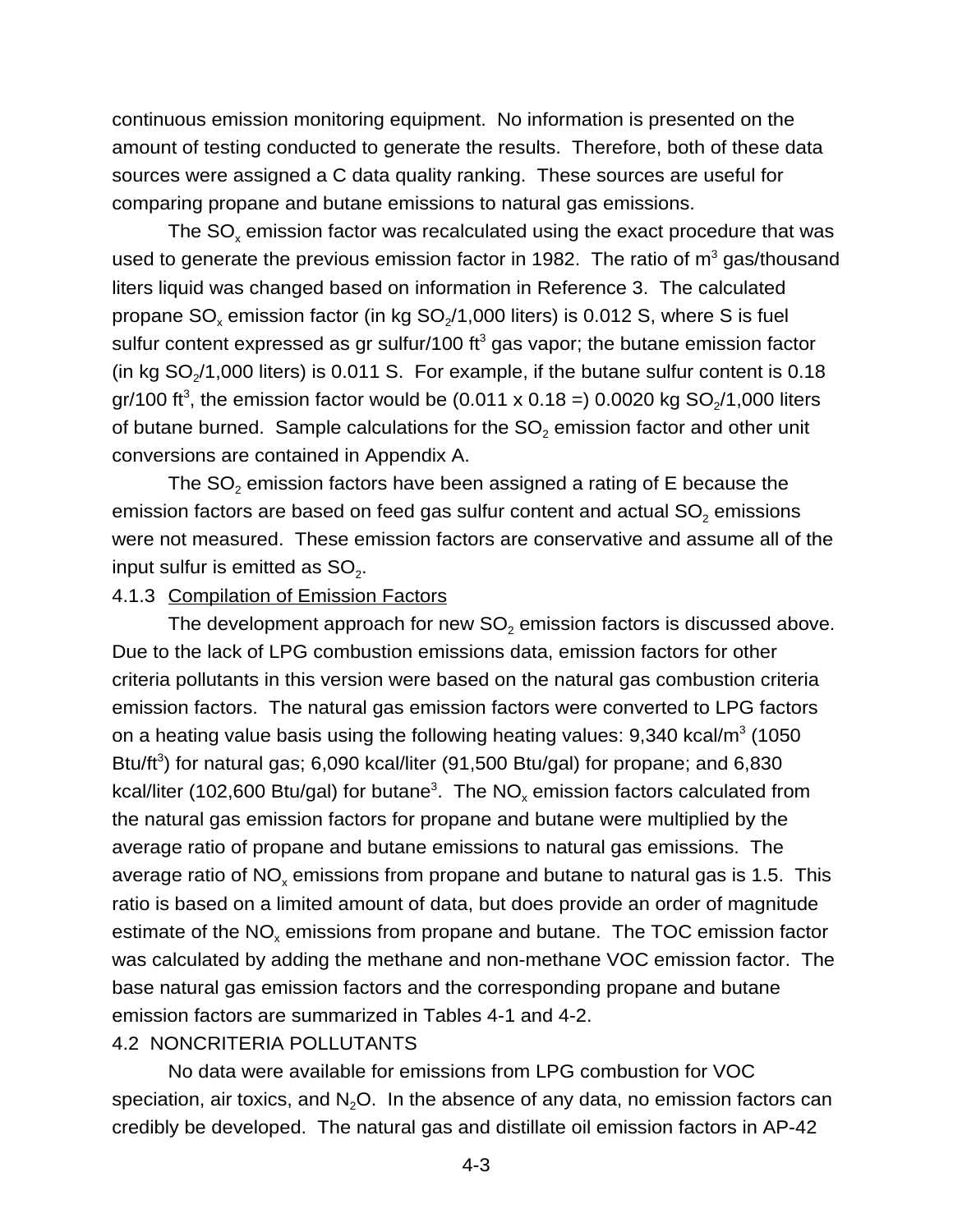continuous emission monitoring equipment. No information is presented on the amount of testing conducted to generate the results. Therefore, both of these data sources were assigned a C data quality ranking. These sources are useful for comparing propane and butane emissions to natural gas emissions.

The $SO_x$ emission factor was recalculated using the exact procedure that was used to generate the previous emission factor in 1982. The ratio of $m^3$ gas/thousand liters liquid was changed based on information in Reference 3. The calculated propane $SO_x$ emission factor (in kg $SO_2$/1,000 liters) is 0.012 S, where S is fuel sulfur content expressed as gr sulfur/100 $ft^3$ gas vapor; the butane emission factor (in kg $SO_2$/1,000 liters) is 0.011 S. For example, if the butane sulfur content is 0.18 gr/100 $ft^3$, the emission factor would be (0.011 x 0.18 =) 0.0020 kg $SO_2$/1,000 liters of butane burned. Sample calculations for the $SO_2$ emission factor and other unit conversions are contained in Appendix A.

The $SO_2$ emission factors have been assigned a rating of E because the emission factors are based on feed gas sulfur content and actual $SO_2$ emissions were not measured. These emission factors are conservative and assume all of the input sulfur is emitted as $SO_2$.

### 4.1.3 Compilation of Emission Factors

The development approach for new $SO_2$ emission factors is discussed above. Due to the lack of LPG combustion emissions data, emission factors for other criteria pollutants in this version were based on the natural gas combustion criteria emission factors. The natural gas emission factors were converted to LPG factors on a heating value basis using the following heating values: 9,340 kcal/$m^3$ (1050 Btu/$ft^3$) for natural gas; 6,090 kcal/liter (91,500 Btu/gal) for propane; and 6,830 kcal/liter (102,600 Btu/gal) for butane[3]. The $NO_x$ emission factors calculated from the natural gas emission factors for propane and butane were multiplied by the average ratio of propane and butane emissions to natural gas emissions. The average ratio of $NO_x$ emissions from propane and butane to natural gas is 1.5. This ratio is based on a limited amount of data, but does provide an order of magnitude estimate of the $NO_x$ emissions from propane and butane. The TOC emission factor was calculated by adding the methane and non-methane VOC emission factor. The base natural gas emission factors and the corresponding propane and butane emission factors are summarized in Tables 4-1 and 4-2.

## 4.2 NONCRITERIA POLLUTANTS

No data were available for emissions from LPG combustion for VOC speciation, air toxics, and $N_2O$. In the absence of any data, no emission factors can credibly be developed. The natural gas and distillate oil emission factors in AP-42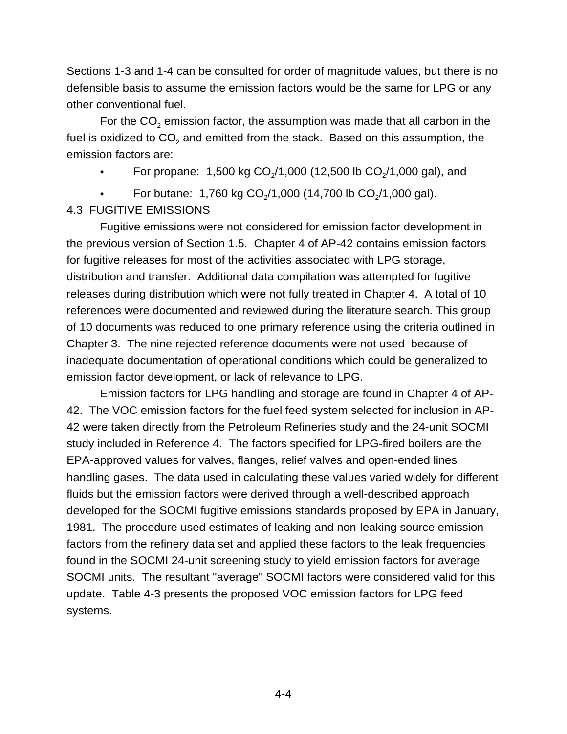Sections 1-3 and 1-4 can be consulted for order of magnitude values, but there is no defensible basis to assume the emission factors would be the same for LPG or any other conventional fuel.

For the $CO_2$ emission factor, the assumption was made that all carbon in the fuel is oxidized to $CO_2$ and emitted from the stack. Based on this assumption, the emission factors are:

- For propane: 1,500 kg $CO_2$/1,000 (12,500 lb $CO_2$/1,000 gal), and
- For butane: 1,760 kg $CO_2$/1,000 (14,700 lb $CO_2$/1,000 gal).

## 4.3 FUGITIVE EMISSIONS

Fugitive emissions were not considered for emission factor development in the previous version of Section 1.5. Chapter 4 of AP-42 contains emission factors for fugitive releases for most of the activities associated with LPG storage, distribution and transfer. Additional data compilation was attempted for fugitive releases during distribution which were not fully treated in Chapter 4. A total of 10 references were documented and reviewed during the literature search. This group of 10 documents was reduced to one primary reference using the criteria outlined in Chapter 3. The nine rejected reference documents were not used because of inadequate documentation of operational conditions which could be generalized to emission factor development, or lack of relevance to LPG.

Emission factors for LPG handling and storage are found in Chapter 4 of AP-42. The VOC emission factors for the fuel feed system selected for inclusion in AP-42 were taken directly from the Petroleum Refineries study and the 24-unit SOCMI study included in Reference 4. The factors specified for LPG-fired boilers are the EPA-approved values for valves, flanges, relief valves and open-ended lines handling gases. The data used in calculating these values varied widely for different fluids but the emission factors were derived through a well-described approach developed for the SOCMI fugitive emissions standards proposed by EPA in January, 1981. The procedure used estimates of leaking and non-leaking source emission factors from the refinery data set and applied these factors to the leak frequencies found in the SOCMI 24-unit screening study to yield emission factors for average SOCMI units. The resultant "average" SOCMI factors were considered valid for this update. Table 4-3 presents the proposed VOC emission factors for LPG feed systems.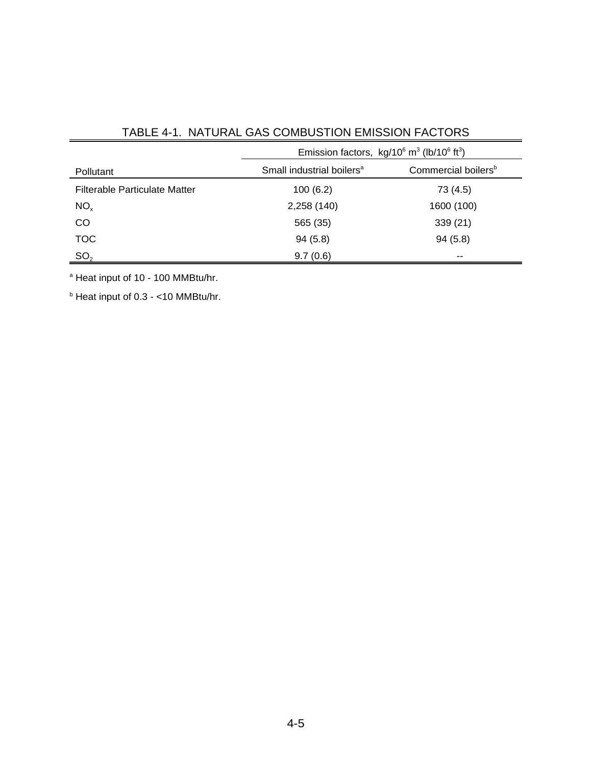TABLE 4-1. NATURAL GAS COMBUSTION EMISSION FACTORS

| Pollutant | Emission factors, $kg/10^6\ m^3$ ($lb/10^6\ ft^3$) | |
|---|---|---|
| | Small industrial boilers[a] | Commercial boilers[b] |
| Filterable Particulate Matter | 100 (6.2) | 73 (4.5) |
| $NO_x$ | 2,258 (140) | 1600 (100) |
| CO | 565 (35) | 339 (21) |
| TOC | 94 (5.8) | 94 (5.8) |
| $SO_2$ | 9.7 (0.6) | -- |

[a] Heat input of 10 - 100 MMBtu/hr.

[b] Heat input of 0.3 - <10 MMBtu/hr.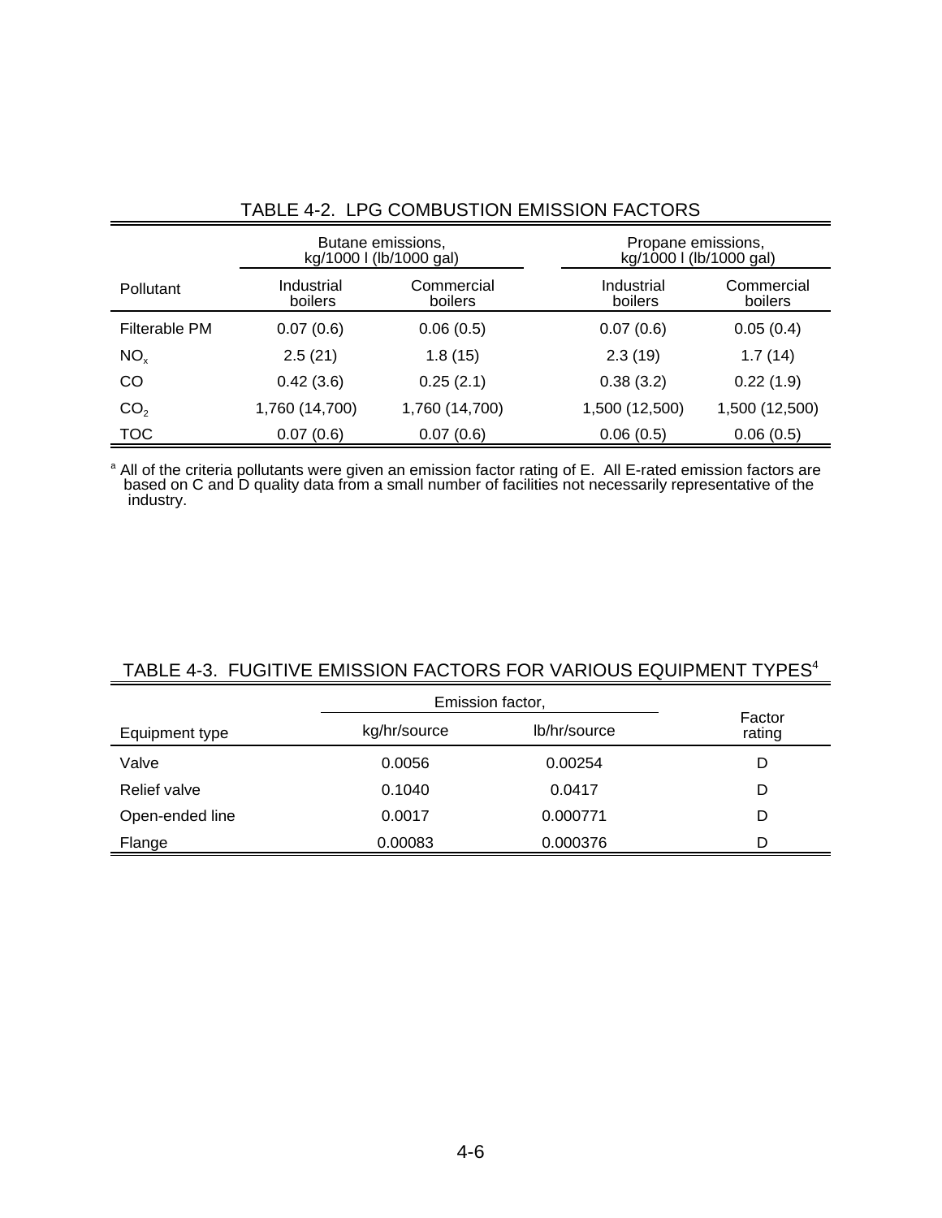TABLE 4-2. LPG COMBUSTION EMISSION FACTORS

| Pollutant | Butane emissions, kg/1000 l (lb/1000 gal) | | Propane emissions, kg/1000 l (lb/1000 gal) | |
|---|---|---|---|---|
| | Industrial boilers | Commercial boilers | Industrial boilers | Commercial boilers |
| Filterable PM | 0.07 (0.6) | 0.06 (0.5) | 0.07 (0.6) | 0.05 (0.4) |
| $NO_x$ | 2.5 (21) | 1.8 (15) | 2.3 (19) | 1.7 (14) |
| CO | 0.42 (3.6) | 0.25 (2.1) | 0.38 (3.2) | 0.22 (1.9) |
| $CO_2$ | 1,760 (14,700) | 1,760 (14,700) | 1,500 (12,500) | 1,500 (12,500) |
| TOC | 0.07 (0.6) | 0.07 (0.6) | 0.06 (0.5) | 0.06 (0.5) |

[a] All of the criteria pollutants were given an emission factor rating of E. All E-rated emission factors are based on C and D quality data from a small number of facilities not necessarily representative of the industry.

TABLE 4-3. FUGITIVE EMISSION FACTORS FOR VARIOUS EQUIPMENT TYPES[4]

| Equipment type | Emission factor, kg/hr/source | Emission factor, lb/hr/source | Factor rating |
|---|---|---|---|
| Valve | 0.0056 | 0.00254 | D |
| Relief valve | 0.1040 | 0.0417 | D |
| Open-ended line | 0.0017 | 0.000771 | D |
| Flange | 0.00083 | 0.000376 | D |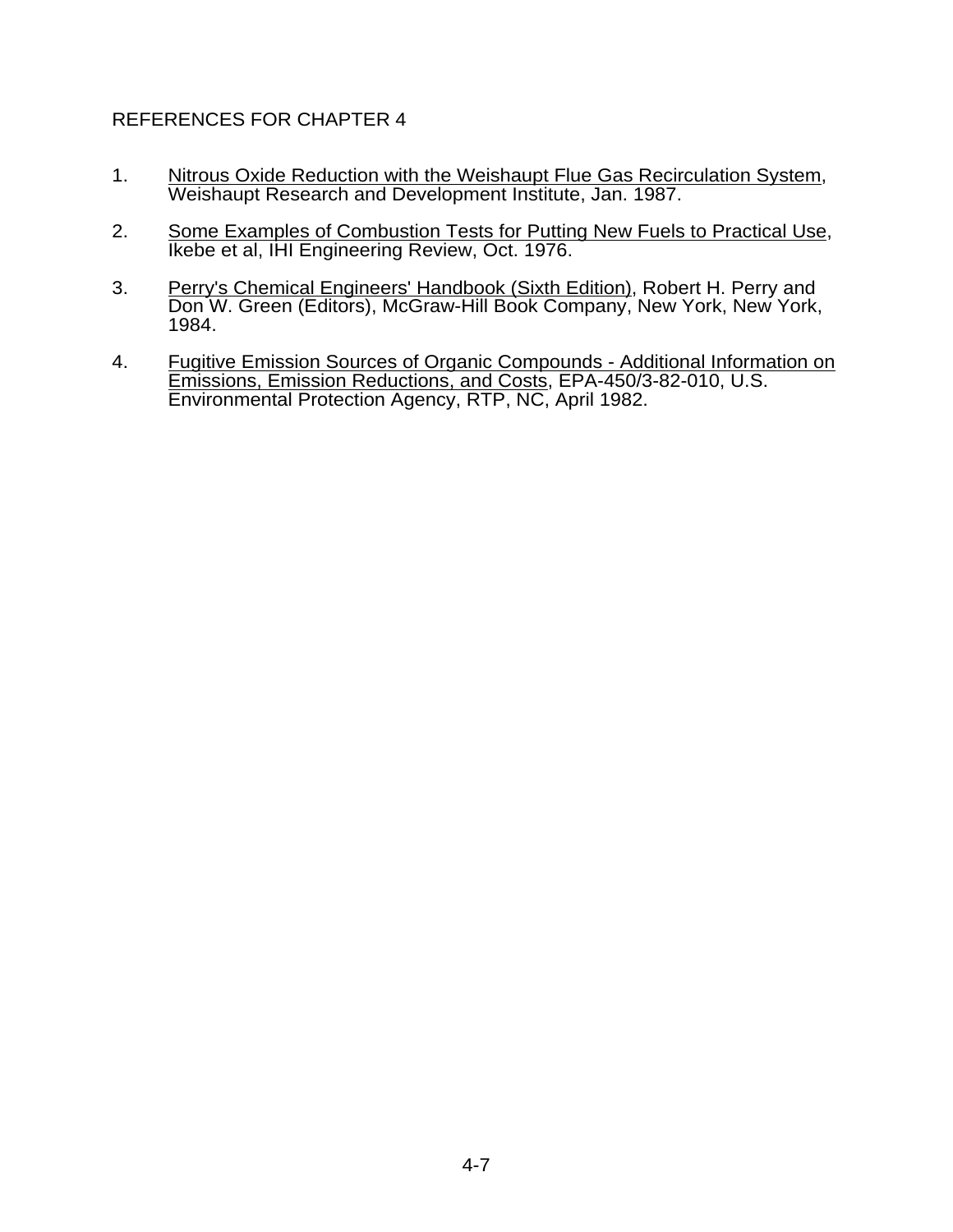## REFERENCES FOR CHAPTER 4

1. Nitrous Oxide Reduction with the Weishaupt Flue Gas Recirculation System, Weishaupt Research and Development Institute, Jan. 1987.

2. Some Examples of Combustion Tests for Putting New Fuels to Practical Use, Ikebe et al, IHI Engineering Review, Oct. 1976.

3. Perry's Chemical Engineers' Handbook (Sixth Edition), Robert H. Perry and Don W. Green (Editors), McGraw-Hill Book Company, New York, New York, 1984.

4. Fugitive Emission Sources of Organic Compounds - Additional Information on Emissions, Emission Reductions, and Costs, EPA-450/3-82-010, U.S. Environmental Protection Agency, RTP, NC, April 1982.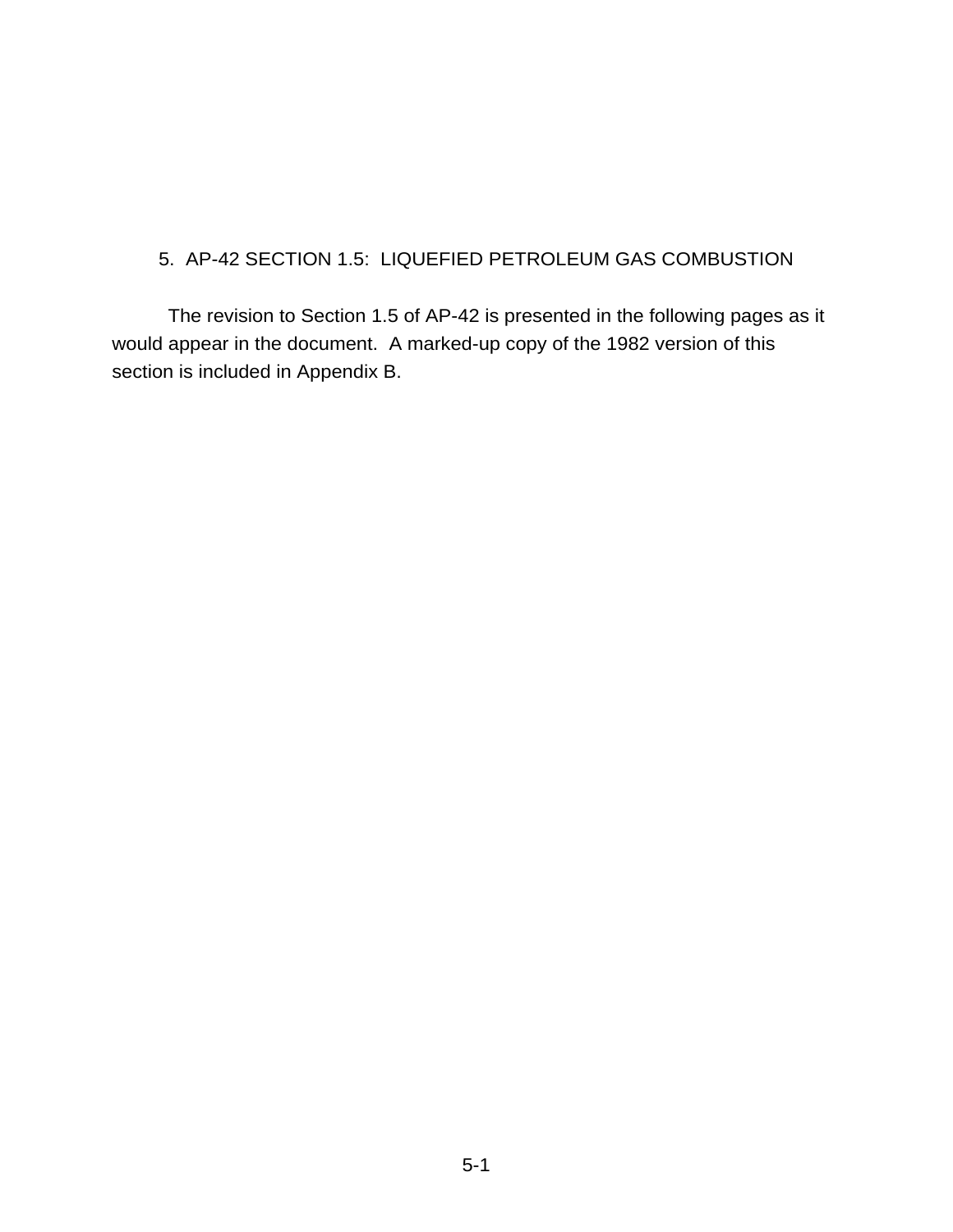# 5. AP-42 SECTION 1.5: LIQUEFIED PETROLEUM GAS COMBUSTION

The revision to Section 1.5 of AP-42 is presented in the following pages as it would appear in the document. A marked-up copy of the 1982 version of this section is included in Appendix B.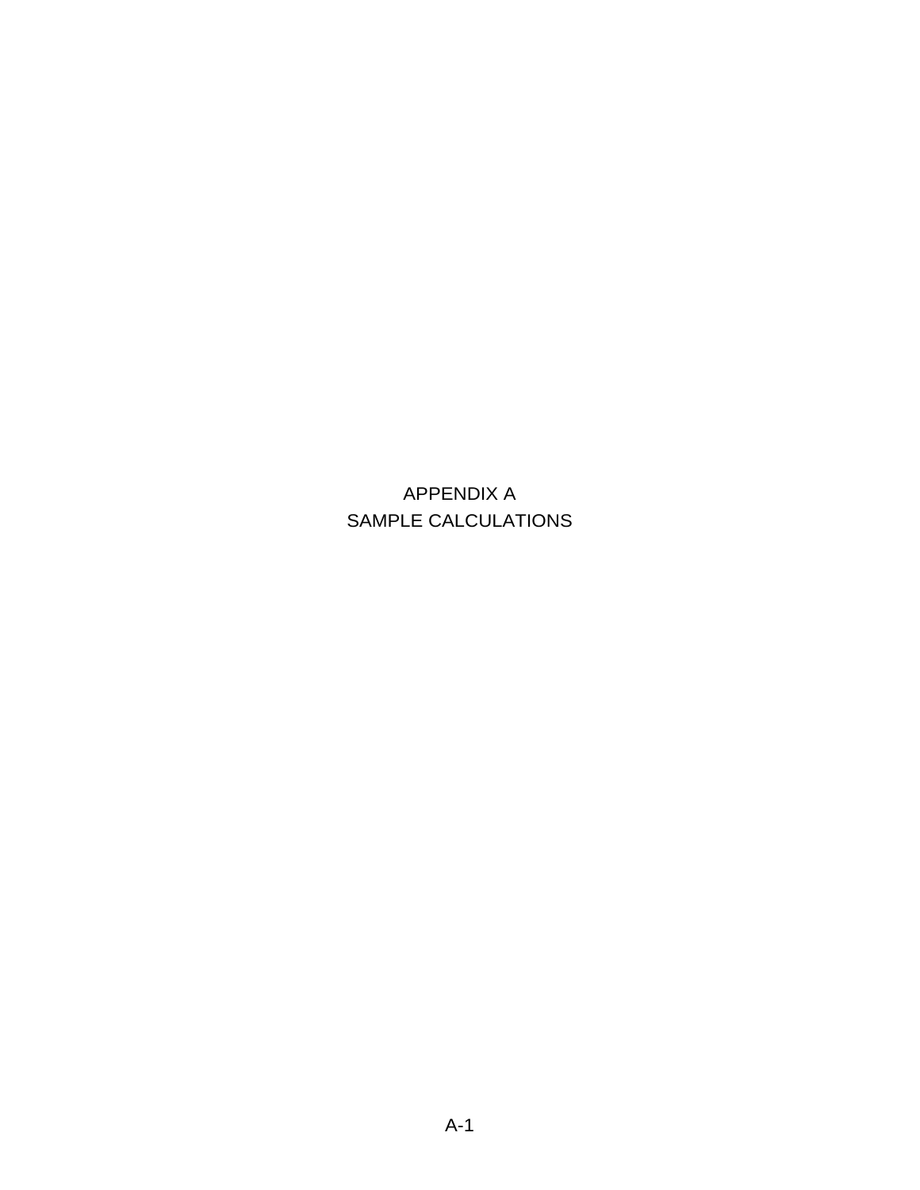# APPENDIX A
# SAMPLE CALCULATIONS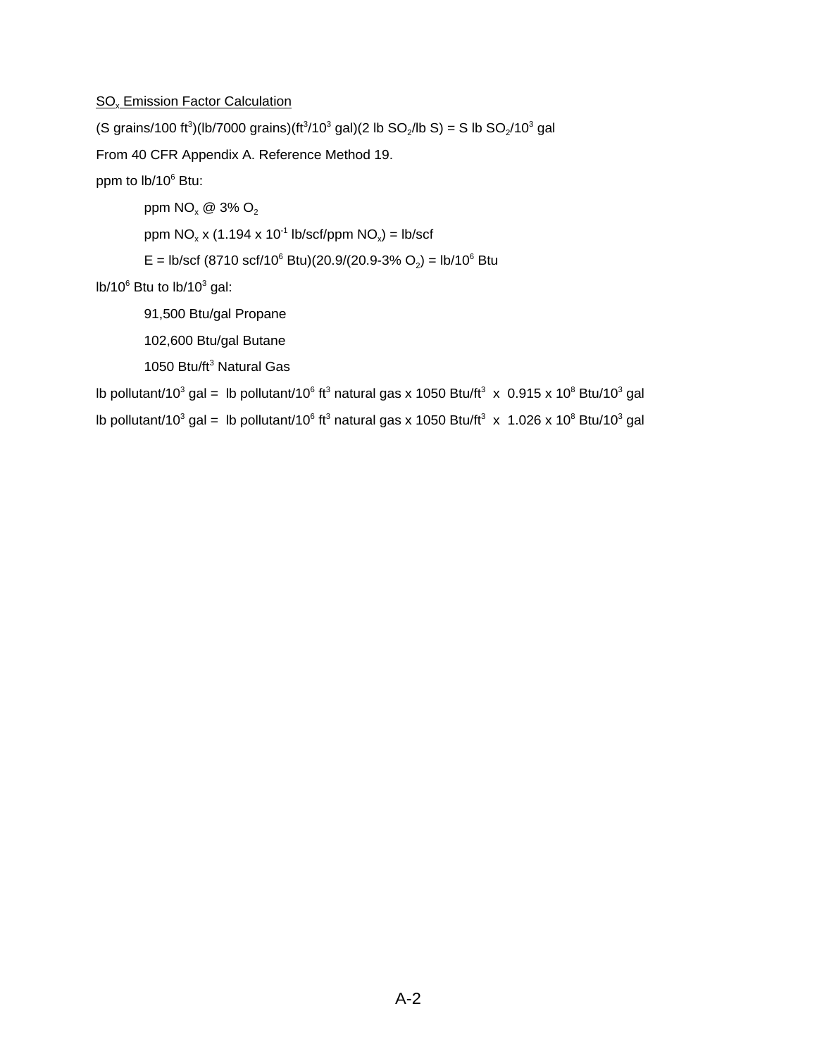<u>$SO_x$ Emission Factor Calculation</u>

(S grains/100 $ft^3$)(lb/7000 grains)($ft^3/10^3$ gal)(2 lb $SO_2$/lb S) = S lb $SO_2/10^3$ gal

From 40 CFR Appendix A. Reference Method 19.

ppm to lb/$10^6$ Btu:

ppm $NO_x$ @ 3% $O_2$

ppm $NO_x$ x (1.194 x $10^{-1}$ lb/scf/ppm $NO_x$) = lb/scf

E = lb/scf (8710 scf/$10^6$ Btu)(20.9/(20.9-3% $O_2$) = lb/$10^6$ Btu

lb/$10^6$ Btu to lb/$10^3$ gal:

91,500 Btu/gal Propane

102,600 Btu/gal Butane

1050 Btu/$ft^3$ Natural Gas

lb pollutant/$10^3$ gal = lb pollutant/$10^6$ $ft^3$ natural gas x 1050 Btu/$ft^3$ x 0.915 x $10^8$ Btu/$10^3$ gal

lb pollutant/$10^3$ gal = lb pollutant/$10^6$ $ft^3$ natural gas x 1050 Btu/$ft^3$ x 1.026 x $10^8$ Btu/$10^3$ gal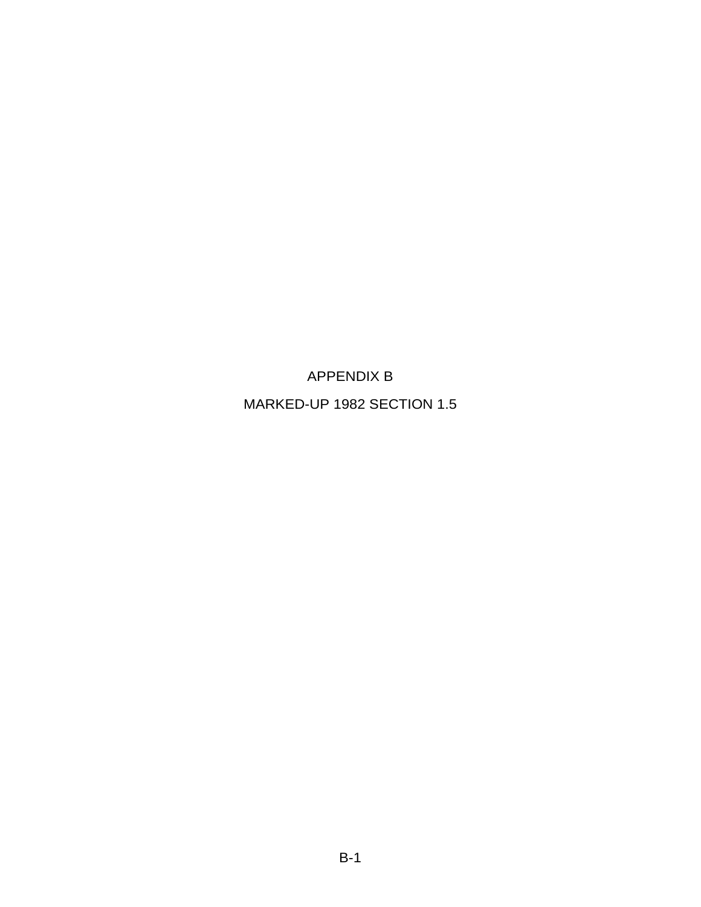# APPENDIX B

## MARKED-UP 1982 SECTION 1.5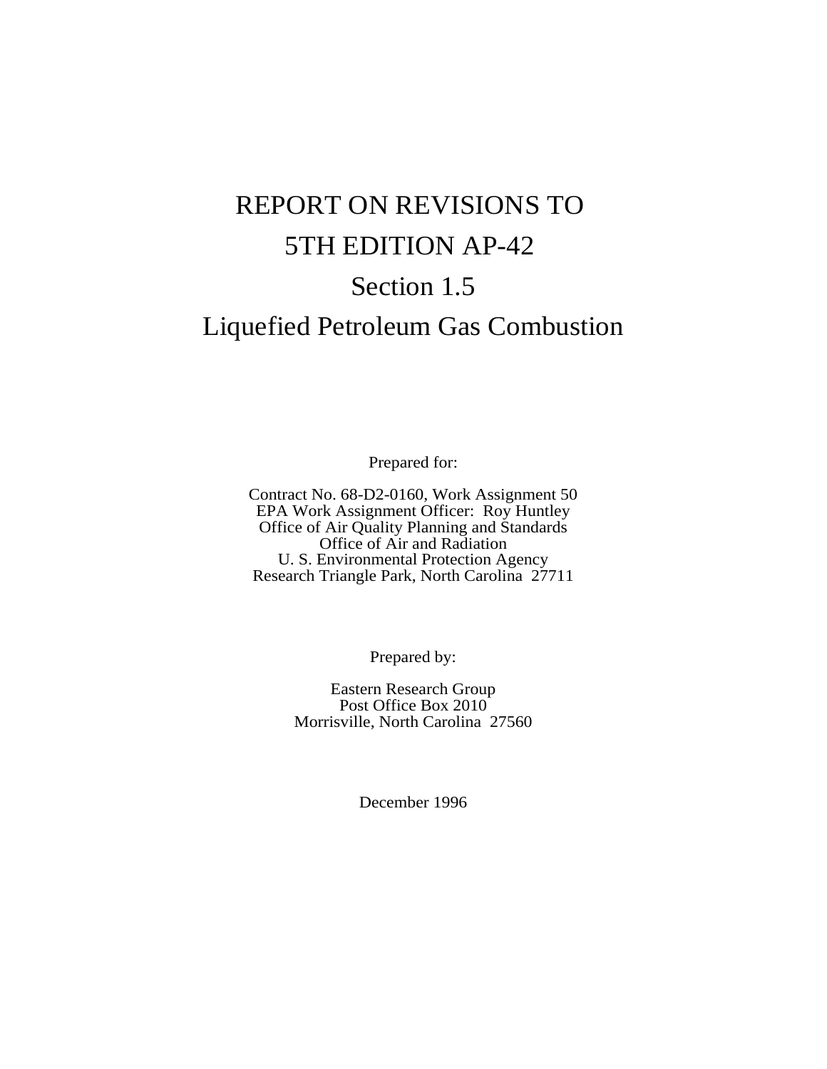# REPORT ON REVISIONS TO
# 5TH EDITION AP-42
# Section 1.5
# Liquefied Petroleum Gas Combustion

Prepared for:

Contract No. 68-D2-0160, Work Assignment 50
EPA Work Assignment Officer: Roy Huntley
Office of Air Quality Planning and Standards
Office of Air and Radiation
U. S. Environmental Protection Agency
Research Triangle Park, North Carolina 27711

Prepared by:

Eastern Research Group
Post Office Box 2010
Morrisville, North Carolina 27560

December 1996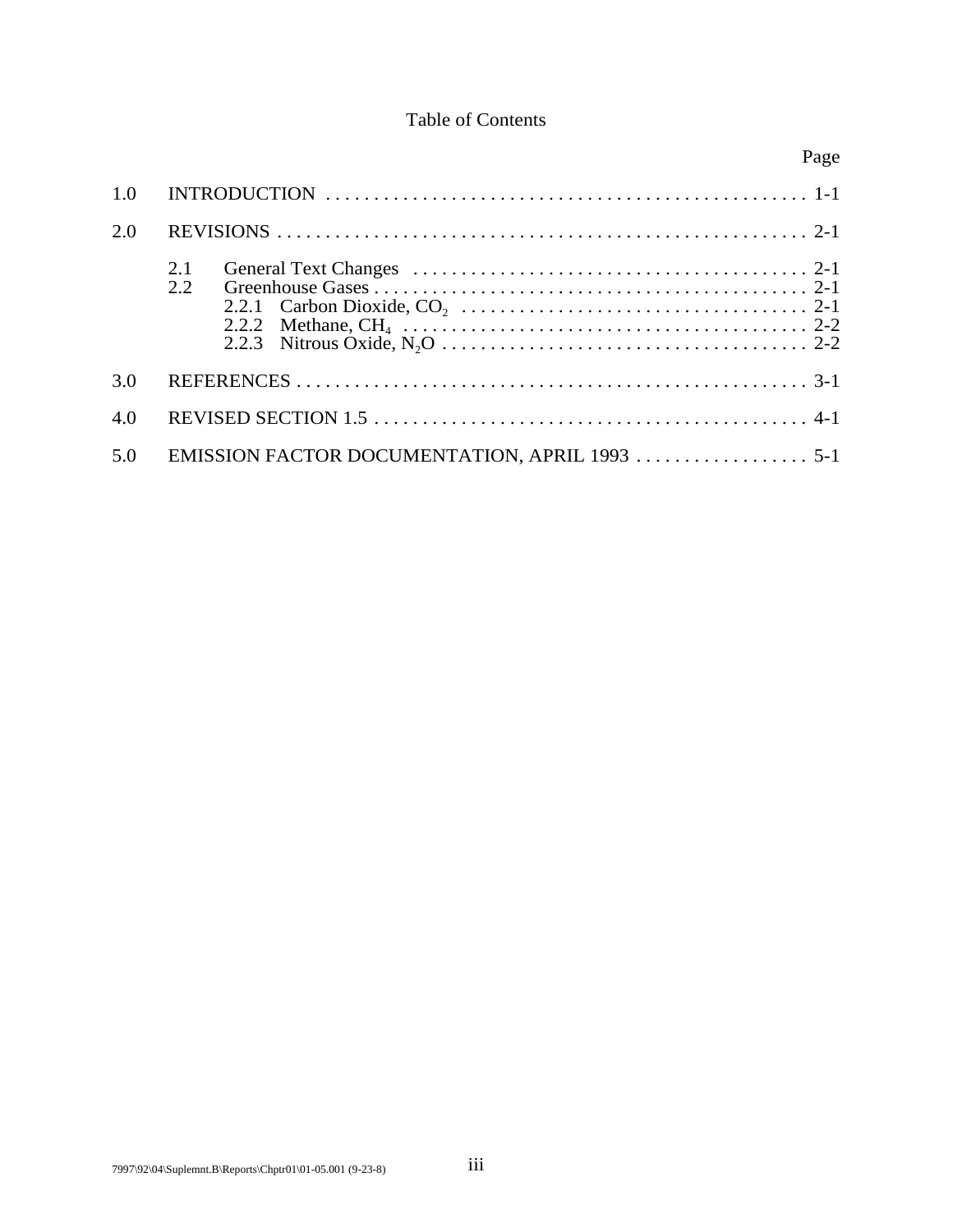# Table of Contents

| | | Page |
|---|---|---|
| 1.0 | INTRODUCTION | 1-1 |
| 2.0 | REVISIONS | 2-1 |
| | 2.1 General Text Changes | 2-1 |
| | 2.2 Greenhouse Gases | 2-1 |
| | 2.2.1 Carbon Dioxide, $CO_2$ | 2-1 |
| | 2.2.2 Methane, $CH_4$ | 2-2 |
| | 2.2.3 Nitrous Oxide, $N_2O$ | 2-2 |
| 3.0 | REFERENCES | 3-1 |
| 4.0 | REVISED SECTION 1.5 | 4-1 |
| 5.0 | EMISSION FACTOR DOCUMENTATION, APRIL 1993 | 5-1 |

7997\92\04\Suplemnt.B\Reports\Chptr01\01-05.001 (9-23-8)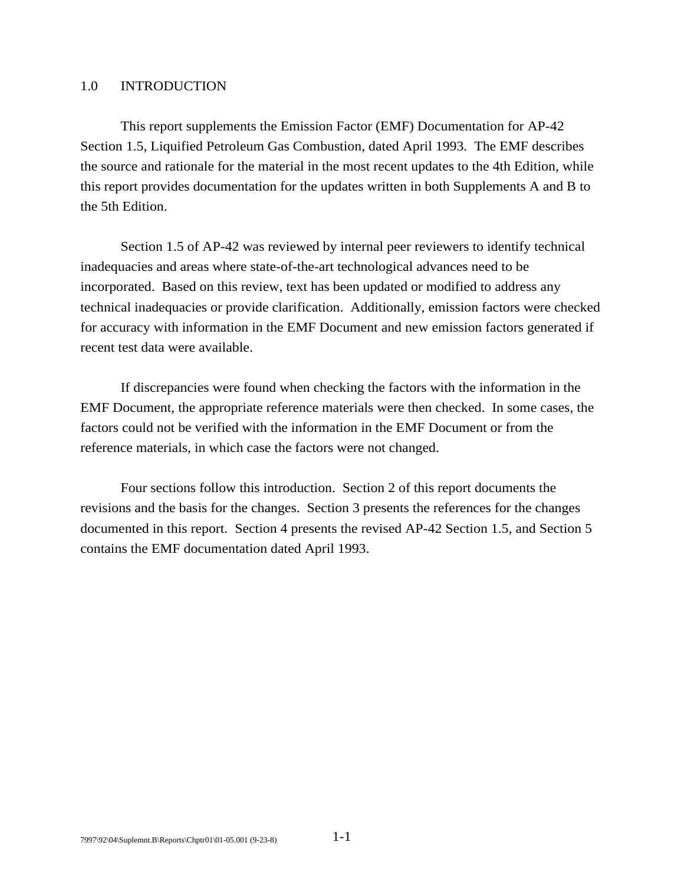# 1.0 INTRODUCTION

This report supplements the Emission Factor (EMF) Documentation for AP-42 Section 1.5, Liquified Petroleum Gas Combustion, dated April 1993. The EMF describes the source and rationale for the material in the most recent updates to the 4th Edition, while this report provides documentation for the updates written in both Supplements A and B to the 5th Edition.

Section 1.5 of AP-42 was reviewed by internal peer reviewers to identify technical inadequacies and areas where state-of-the-art technological advances need to be incorporated. Based on this review, text has been updated or modified to address any technical inadequacies or provide clarification. Additionally, emission factors were checked for accuracy with information in the EMF Document and new emission factors generated if recent test data were available.

If discrepancies were found when checking the factors with the information in the EMF Document, the appropriate reference materials were then checked. In some cases, the factors could not be verified with the information in the EMF Document or from the reference materials, in which case the factors were not changed.

Four sections follow this introduction. Section 2 of this report documents the revisions and the basis for the changes. Section 3 presents the references for the changes documented in this report. Section 4 presents the revised AP-42 Section 1.5, and Section 5 contains the EMF documentation dated April 1993.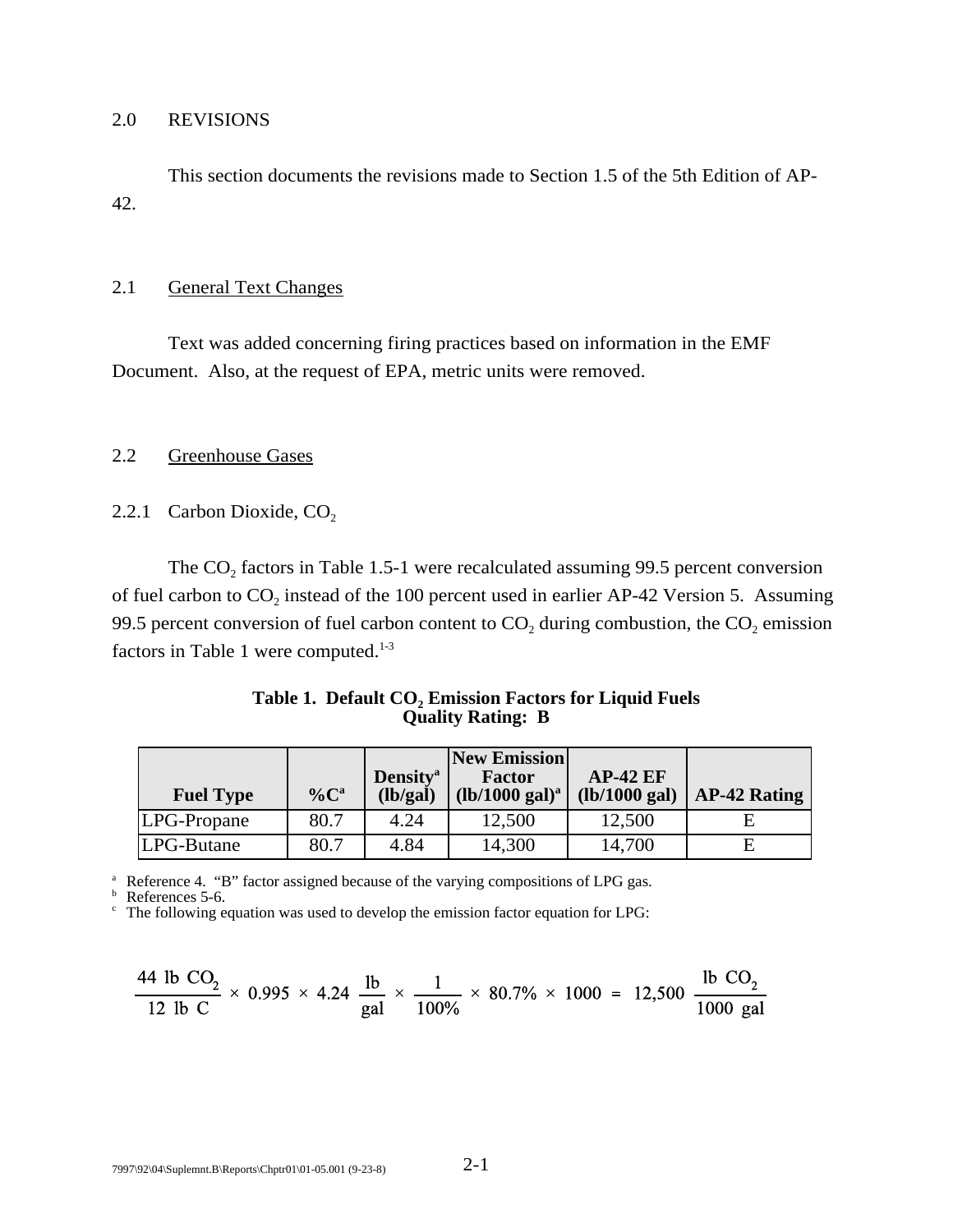## 2.0 REVISIONS

This section documents the revisions made to Section 1.5 of the 5th Edition of AP-42.

### 2.1 General Text Changes

Text was added concerning firing practices based on information in the EMF Document. Also, at the request of EPA, metric units were removed.

### 2.2 Greenhouse Gases

#### 2.2.1 Carbon Dioxide, $CO_2$

The $CO_2$ factors in Table 1.5-1 were recalculated assuming 99.5 percent conversion of fuel carbon to $CO_2$ instead of the 100 percent used in earlier AP-42 Version 5. Assuming 99.5 percent conversion of fuel carbon content to $CO_2$ during combustion, the $CO_2$ emission factors in Table 1 were computed.[1-3]

**Table 1. Default $CO_2$ Emission Factors for Liquid Fuels**
**Quality Rating: B**

| Fuel Type | %C[a] | Density[a] (lb/gal) | New Emission Factor (lb/1000 gal)[a] | AP-42 EF (lb/1000 gal) | AP-42 Rating |
|---|---|---|---|---|---|
| LPG-Propane | 80.7 | 4.24 | 12,500 | 12,500 | E |
| LPG-Butane | 80.7 | 4.84 | 14,300 | 14,700 | E |

[a] Reference 4. "B" factor assigned because of the varying compositions of LPG gas.
[b] References 5-6.
[c] The following equation was used to develop the emission factor equation for LPG:

$$\frac{44 \text{ lb } CO_2}{12 \text{ lb C}} \times 0.995 \times 4.24 \ \frac{\text{lb}}{\text{gal}} \times \frac{1}{100\%} \times 80.7\% \times 1000 = 12{,}500 \ \frac{\text{lb } CO_2}{1000 \text{ gal}}$$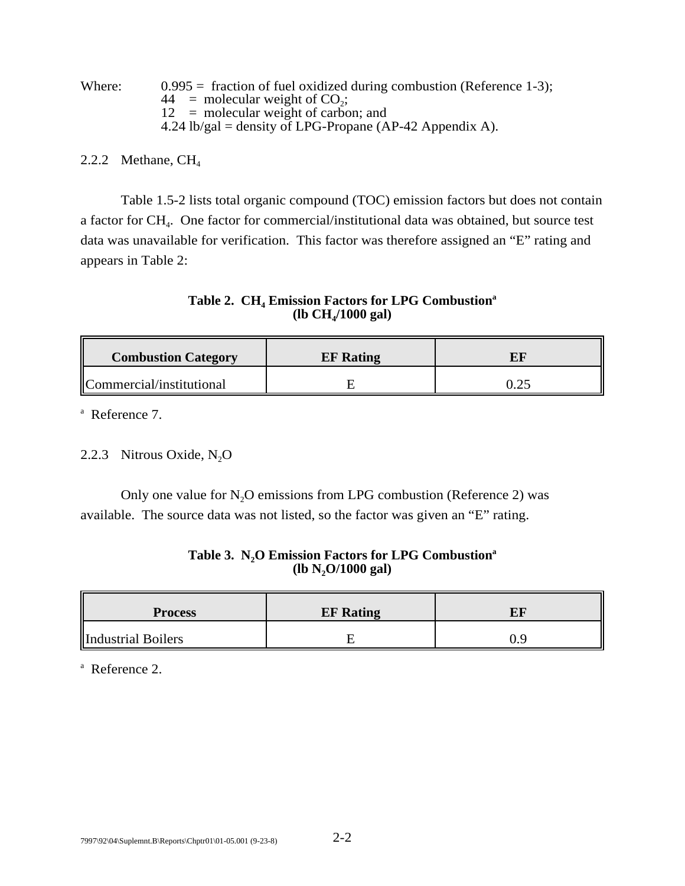Where: 0.995 = fraction of fuel oxidized during combustion (Reference 1-3);
44 = molecular weight of $CO_2$;
12 = molecular weight of carbon; and
4.24 lb/gal = density of LPG-Propane (AP-42 Appendix A).

### 2.2.2 Methane, $CH_4$

Table 1.5-2 lists total organic compound (TOC) emission factors but does not contain a factor for $CH_4$. One factor for commercial/institutional data was obtained, but source test data was unavailable for verification. This factor was therefore assigned an "E" rating and appears in Table 2:

**Table 2. $CH_4$ Emission Factors for LPG Combustion[a] (lb $CH_4$/1000 gal)**

| Combustion Category | EF Rating | EF |
|---|---|---|
| Commercial/institutional | E | 0.25 |

[a] Reference 7.

### 2.2.3 Nitrous Oxide, $N_2O$

Only one value for $N_2O$ emissions from LPG combustion (Reference 2) was available. The source data was not listed, so the factor was given an "E" rating.

**Table 3. $N_2O$ Emission Factors for LPG Combustion[a] (lb $N_2O$/1000 gal)**

| Process | EF Rating | EF |
|---|---|---|
| Industrial Boilers | E | 0.9 |

[a] Reference 2.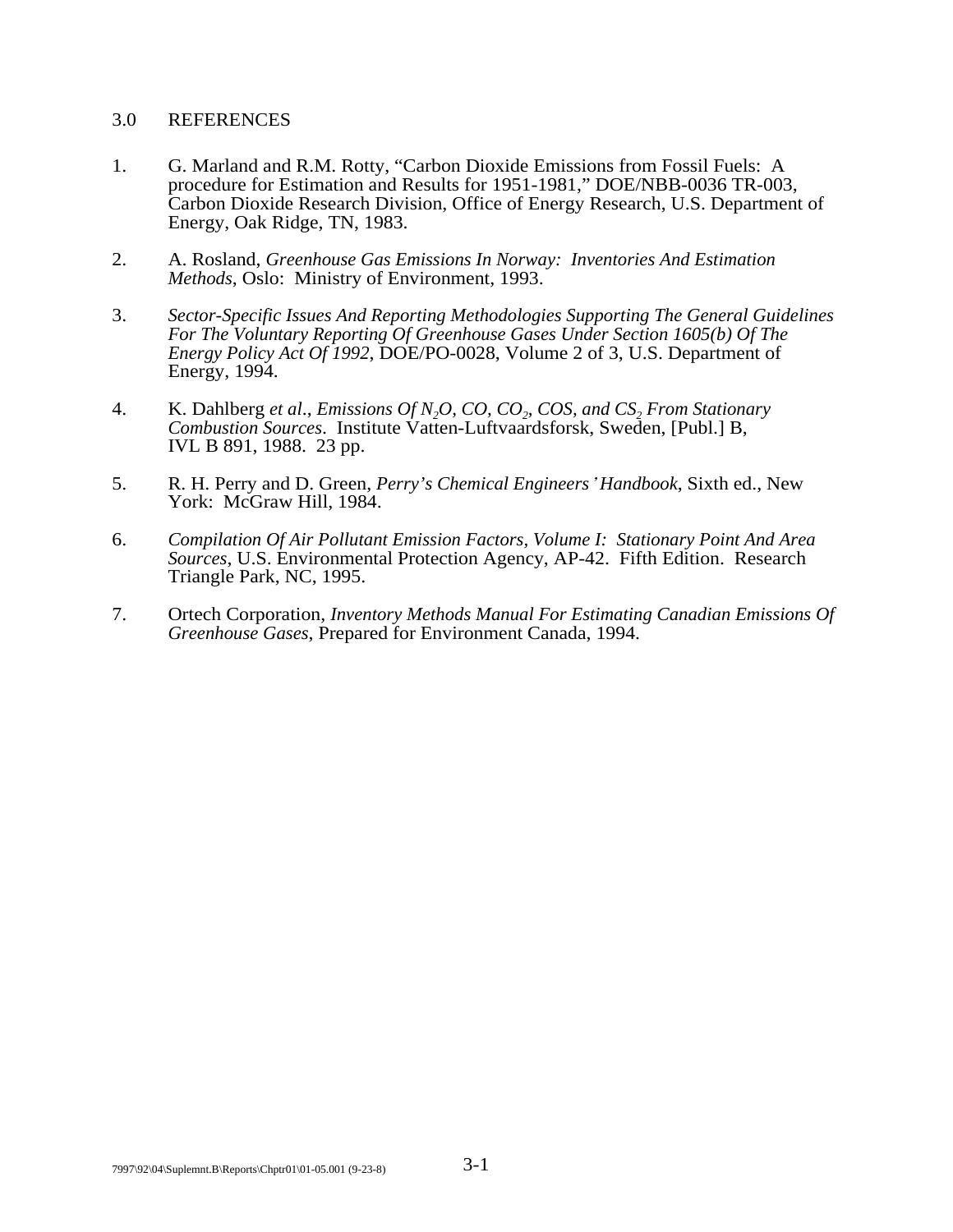## 3.0 REFERENCES

1. G. Marland and R.M. Rotty, "Carbon Dioxide Emissions from Fossil Fuels: A procedure for Estimation and Results for 1951-1981," DOE/NBB-0036 TR-003, Carbon Dioxide Research Division, Office of Energy Research, U.S. Department of Energy, Oak Ridge, TN, 1983.

2. A. Rosland, *Greenhouse Gas Emissions In Norway: Inventories And Estimation Methods*, Oslo: Ministry of Environment, 1993.

3. *Sector-Specific Issues And Reporting Methodologies Supporting The General Guidelines For The Voluntary Reporting Of Greenhouse Gases Under Section 1605(b) Of The Energy Policy Act Of 1992*, DOE/PO-0028, Volume 2 of 3, U.S. Department of Energy, 1994.

4. K. Dahlberg *et al*., *Emissions Of $N_2O$, CO, $CO_2$, COS, and $CS_2$ From Stationary Combustion Sources*. Institute Vatten-Luftvaardsforsk, Sweden, [Publ.] B, IVL B 891, 1988. 23 pp.

5. R. H. Perry and D. Green, *Perry's Chemical Engineers' Handbook*, Sixth ed., New York: McGraw Hill, 1984.

6. *Compilation Of Air Pollutant Emission Factors, Volume I: Stationary Point And Area Sources*, U.S. Environmental Protection Agency, AP-42. Fifth Edition. Research Triangle Park, NC, 1995.

7. Ortech Corporation, *Inventory Methods Manual For Estimating Canadian Emissions Of Greenhouse Gases*, Prepared for Environment Canada, 1994.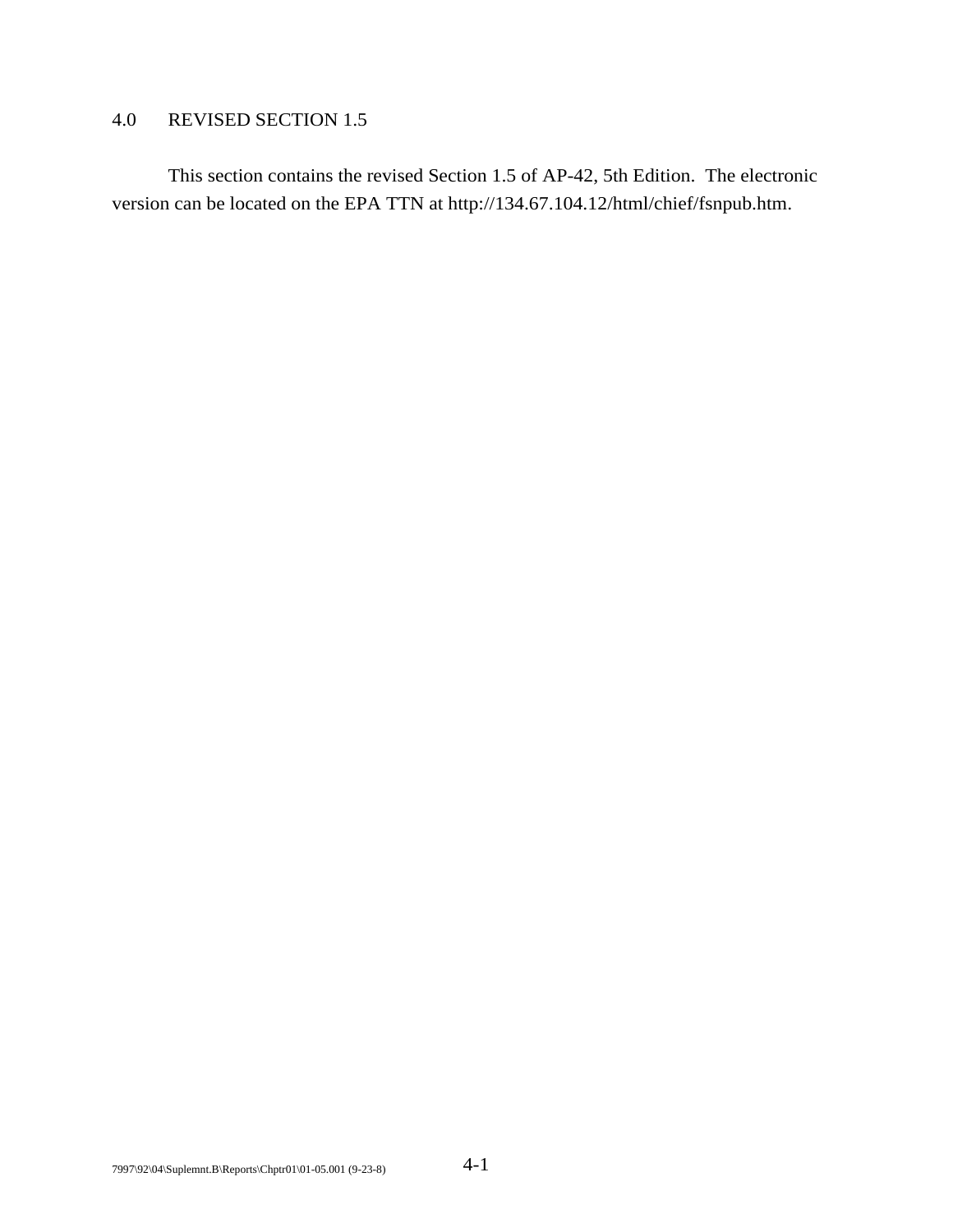# 4.0 REVISED SECTION 1.5

This section contains the revised Section 1.5 of AP-42, 5th Edition. The electronic version can be located on the EPA TTN at http://134.67.104.12/html/chief/fsnpub.htm.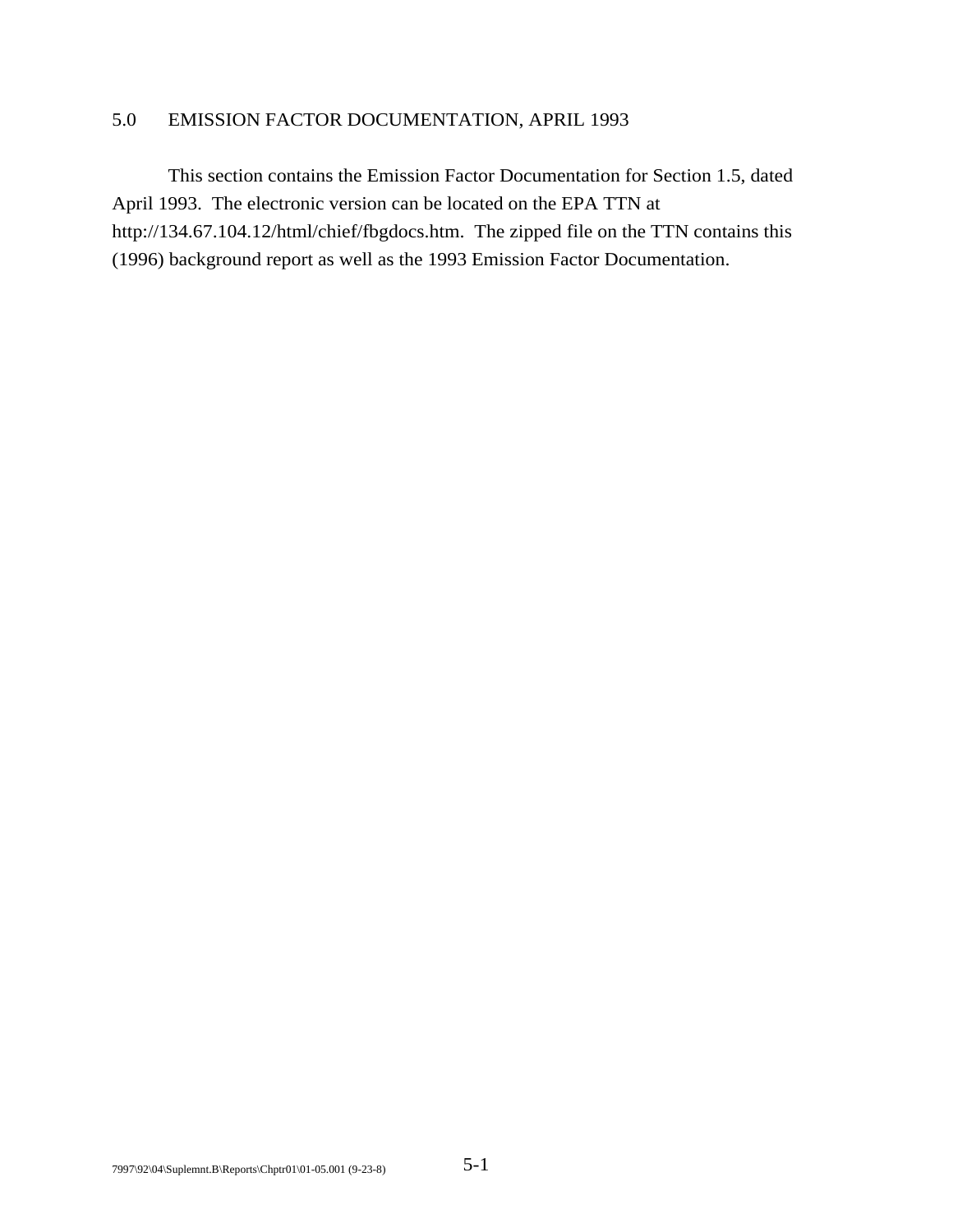## 5.0 EMISSION FACTOR DOCUMENTATION, APRIL 1993

This section contains the Emission Factor Documentation for Section 1.5, dated April 1993. The electronic version can be located on the EPA TTN at http://134.67.104.12/html/chief/fbgdocs.htm. The zipped file on the TTN contains this (1996) background report as well as the 1993 Emission Factor Documentation.